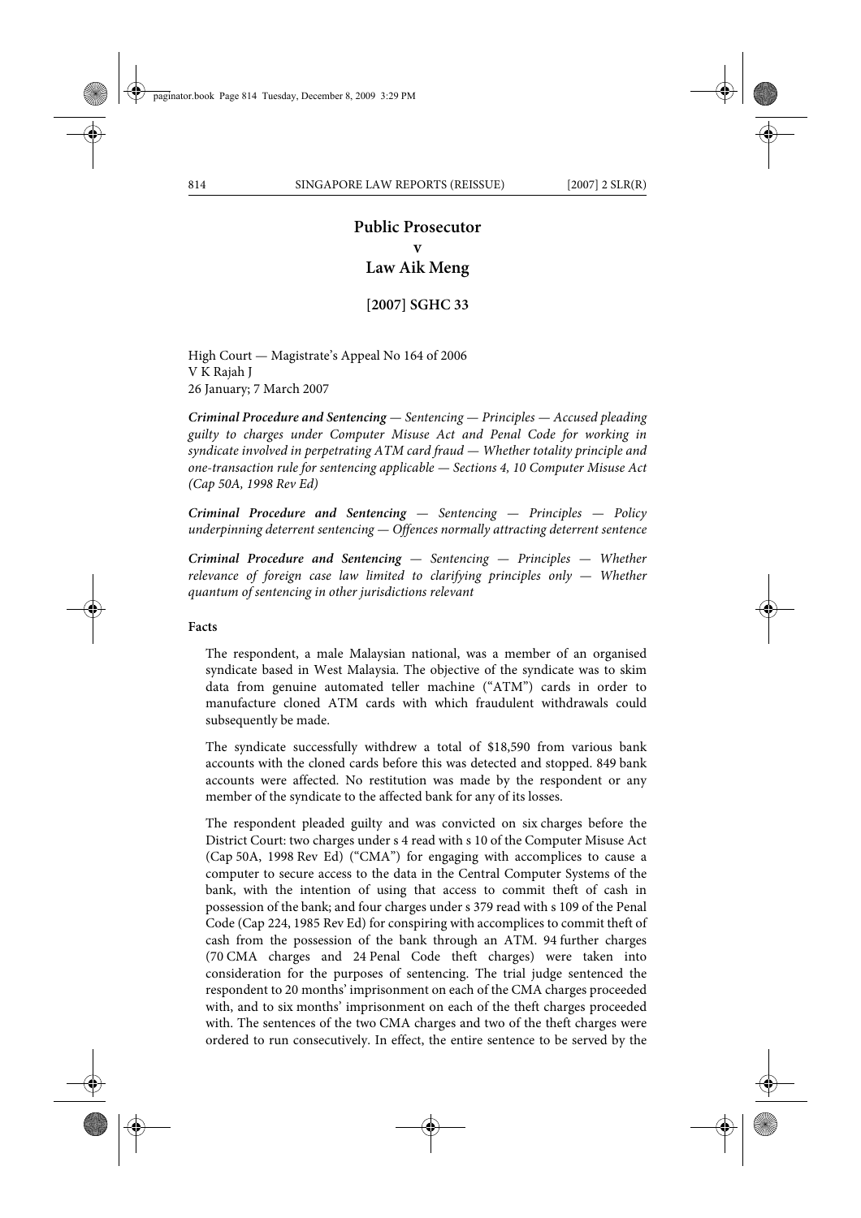# Public Prosecutor
**v**
# Law Aik Meng

**[2007] SGHC 33**

High Court — Magistrate's Appeal No 164 of 2006
V K Rajah J
26 January; 7 March 2007

***Criminal Procedure and Sentencing*** *— Sentencing — Principles — Accused pleading guilty to charges under Computer Misuse Act and Penal Code for working in syndicate involved in perpetrating ATM card fraud — Whether totality principle and one-transaction rule for sentencing applicable — Sections 4, 10 Computer Misuse Act (Cap 50A, 1998 Rev Ed)*

***Criminal Procedure and Sentencing*** *— Sentencing — Principles — Policy underpinning deterrent sentencing — Offences normally attracting deterrent sentence*

***Criminal Procedure and Sentencing*** *— Sentencing — Principles — Whether relevance of foreign case law limited to clarifying principles only — Whether quantum of sentencing in other jurisdictions relevant*

**Facts**

The respondent, a male Malaysian national, was a member of an organised syndicate based in West Malaysia. The objective of the syndicate was to skim data from genuine automated teller machine ("ATM") cards in order to manufacture cloned ATM cards with which fraudulent withdrawals could subsequently be made.

The syndicate successfully withdrew a total of $18,590 from various bank accounts with the cloned cards before this was detected and stopped. 849 bank accounts were affected. No restitution was made by the respondent or any member of the syndicate to the affected bank for any of its losses.

The respondent pleaded guilty and was convicted on six charges before the District Court: two charges under s 4 read with s 10 of the Computer Misuse Act (Cap 50A, 1998 Rev Ed) ("CMA") for engaging with accomplices to cause a computer to secure access to the data in the Central Computer Systems of the bank, with the intention of using that access to commit theft of cash in possession of the bank; and four charges under s 379 read with s 109 of the Penal Code (Cap 224, 1985 Rev Ed) for conspiring with accomplices to commit theft of cash from the possession of the bank through an ATM. 94 further charges (70 CMA charges and 24 Penal Code theft charges) were taken into consideration for the purposes of sentencing. The trial judge sentenced the respondent to 20 months' imprisonment on each of the CMA charges proceeded with, and to six months' imprisonment on each of the theft charges proceeded with. The sentences of the two CMA charges and two of the theft charges were ordered to run consecutively. In effect, the entire sentence to be served by the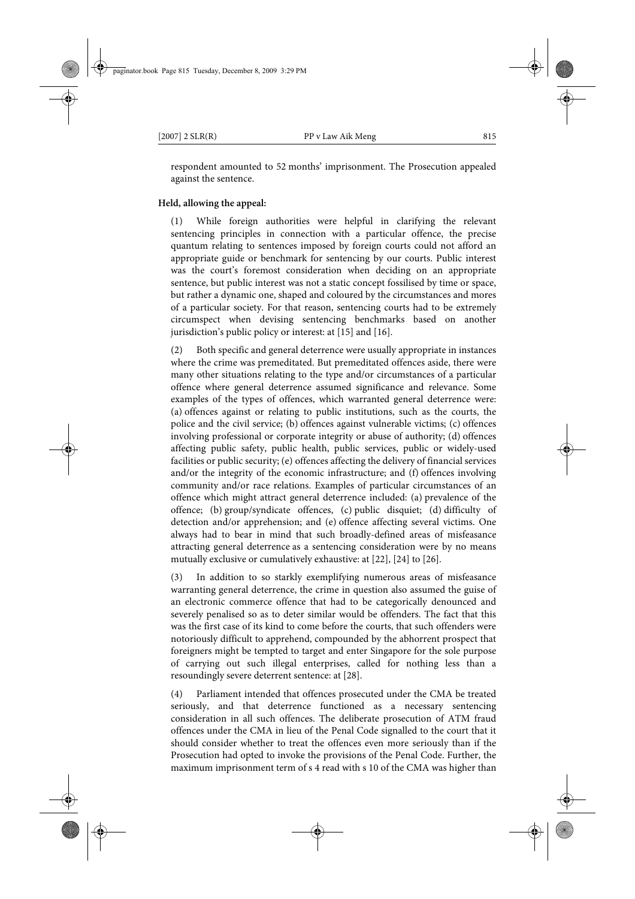respondent amounted to 52 months' imprisonment. The Prosecution appealed against the sentence.

**Held, allowing the appeal:**

(1) While foreign authorities were helpful in clarifying the relevant sentencing principles in connection with a particular offence, the precise quantum relating to sentences imposed by foreign courts could not afford an appropriate guide or benchmark for sentencing by our courts. Public interest was the court's foremost consideration when deciding on an appropriate sentence, but public interest was not a static concept fossilised by time or space, but rather a dynamic one, shaped and coloured by the circumstances and mores of a particular society. For that reason, sentencing courts had to be extremely circumspect when devising sentencing benchmarks based on another jurisdiction's public policy or interest: at [15] and [16].

(2) Both specific and general deterrence were usually appropriate in instances where the crime was premeditated. But premeditated offences aside, there were many other situations relating to the type and/or circumstances of a particular offence where general deterrence assumed significance and relevance. Some examples of the types of offences, which warranted general deterrence were: (a) offences against or relating to public institutions, such as the courts, the police and the civil service; (b) offences against vulnerable victims; (c) offences involving professional or corporate integrity or abuse of authority; (d) offences affecting public safety, public health, public services, public or widely-used facilities or public security; (e) offences affecting the delivery of financial services and/or the integrity of the economic infrastructure; and (f) offences involving community and/or race relations. Examples of particular circumstances of an offence which might attract general deterrence included: (a) prevalence of the offence; (b) group/syndicate offences, (c) public disquiet; (d) difficulty of detection and/or apprehension; and (e) offence affecting several victims. One always had to bear in mind that such broadly-defined areas of misfeasance attracting general deterrence as a sentencing consideration were by no means mutually exclusive or cumulatively exhaustive: at [22], [24] to [26].

(3) In addition to so starkly exemplifying numerous areas of misfeasance warranting general deterrence, the crime in question also assumed the guise of an electronic commerce offence that had to be categorically denounced and severely penalised so as to deter similar would be offenders. The fact that this was the first case of its kind to come before the courts, that such offenders were notoriously difficult to apprehend, compounded by the abhorrent prospect that foreigners might be tempted to target and enter Singapore for the sole purpose of carrying out such illegal enterprises, called for nothing less than a resoundingly severe deterrent sentence: at [28].

(4) Parliament intended that offences prosecuted under the CMA be treated seriously, and that deterrence functioned as a necessary sentencing consideration in all such offences. The deliberate prosecution of ATM fraud offences under the CMA in lieu of the Penal Code signalled to the court that it should consider whether to treat the offences even more seriously than if the Prosecution had opted to invoke the provisions of the Penal Code. Further, the maximum imprisonment term of s 4 read with s 10 of the CMA was higher than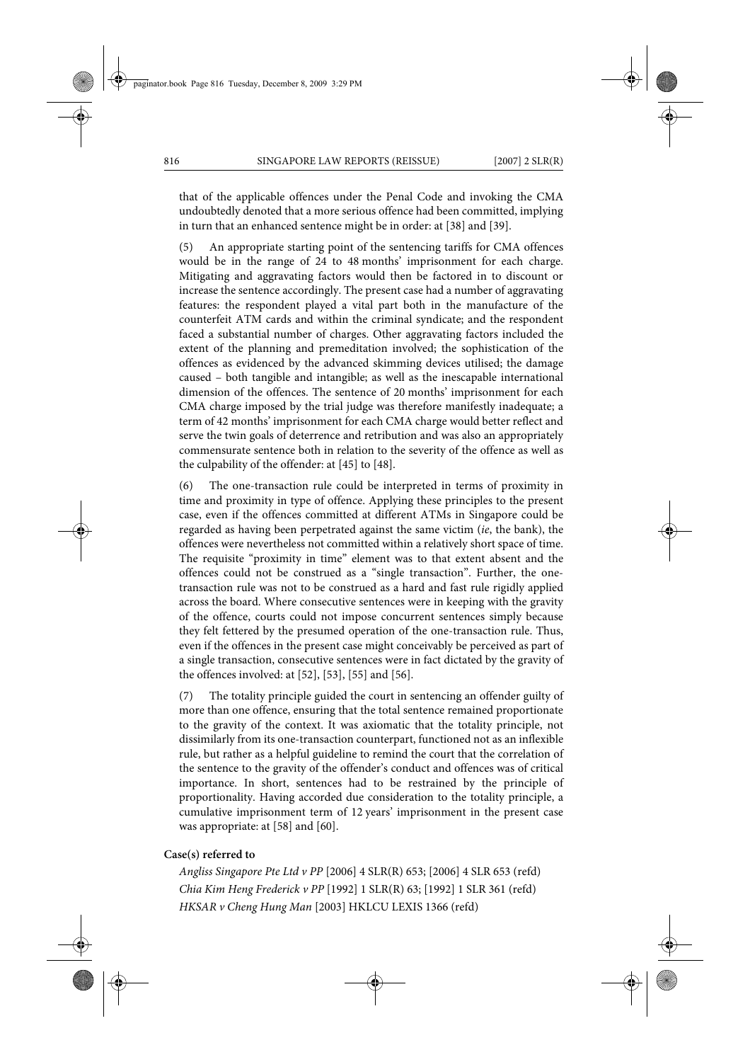that of the applicable offences under the Penal Code and invoking the CMA undoubtedly denoted that a more serious offence had been committed, implying in turn that an enhanced sentence might be in order: at [38] and [39].

(5) An appropriate starting point of the sentencing tariffs for CMA offences would be in the range of 24 to 48 months' imprisonment for each charge. Mitigating and aggravating factors would then be factored in to discount or increase the sentence accordingly. The present case had a number of aggravating features: the respondent played a vital part both in the manufacture of the counterfeit ATM cards and within the criminal syndicate; and the respondent faced a substantial number of charges. Other aggravating factors included the extent of the planning and premeditation involved; the sophistication of the offences as evidenced by the advanced skimming devices utilised; the damage caused – both tangible and intangible; as well as the inescapable international dimension of the offences. The sentence of 20 months' imprisonment for each CMA charge imposed by the trial judge was therefore manifestly inadequate; a term of 42 months' imprisonment for each CMA charge would better reflect and serve the twin goals of deterrence and retribution and was also an appropriately commensurate sentence both in relation to the severity of the offence as well as the culpability of the offender: at [45] to [48].

(6) The one-transaction rule could be interpreted in terms of proximity in time and proximity in type of offence. Applying these principles to the present case, even if the offences committed at different ATMs in Singapore could be regarded as having been perpetrated against the same victim (*ie*, the bank), the offences were nevertheless not committed within a relatively short space of time. The requisite "proximity in time" element was to that extent absent and the offences could not be construed as a "single transaction". Further, the one-transaction rule was not to be construed as a hard and fast rule rigidly applied across the board. Where consecutive sentences were in keeping with the gravity of the offence, courts could not impose concurrent sentences simply because they felt fettered by the presumed operation of the one-transaction rule. Thus, even if the offences in the present case might conceivably be perceived as part of a single transaction, consecutive sentences were in fact dictated by the gravity of the offences involved: at [52], [53], [55] and [56].

(7) The totality principle guided the court in sentencing an offender guilty of more than one offence, ensuring that the total sentence remained proportionate to the gravity of the context. It was axiomatic that the totality principle, not dissimilarly from its one-transaction counterpart, functioned not as an inflexible rule, but rather as a helpful guideline to remind the court that the correlation of the sentence to the gravity of the offender's conduct and offences was of critical importance. In short, sentences had to be restrained by the principle of proportionality. Having accorded due consideration to the totality principle, a cumulative imprisonment term of 12 years' imprisonment in the present case was appropriate: at [58] and [60].

**Case(s) referred to**

*Angliss Singapore Pte Ltd v PP* [2006] 4 SLR(R) 653; [2006] 4 SLR 653 (refd)

*Chia Kim Heng Frederick v PP* [1992] 1 SLR(R) 63; [1992] 1 SLR 361 (refd)

*HKSAR v Cheng Hung Man* [2003] HKLCU LEXIS 1366 (refd)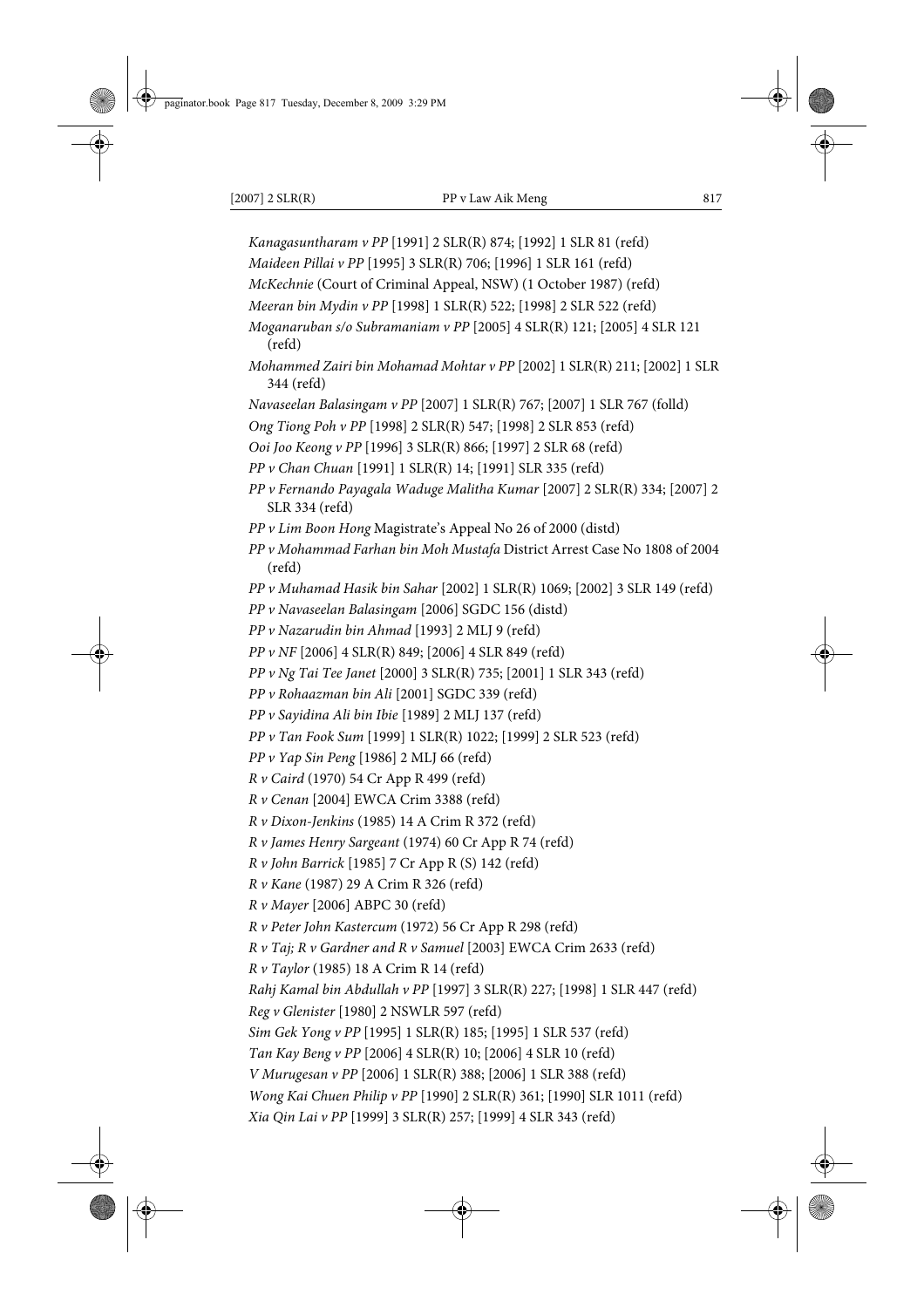*Kanagasuntharam v PP* [1991] 2 SLR(R) 874; [1992] 1 SLR 81 (refd)

*Maideen Pillai v PP* [1995] 3 SLR(R) 706; [1996] 1 SLR 161 (refd)

*McKechnie* (Court of Criminal Appeal, NSW) (1 October 1987) (refd)

*Meeran bin Mydin v PP* [1998] 1 SLR(R) 522; [1998] 2 SLR 522 (refd)

*Moganaruban s/o Subramaniam v PP* [2005] 4 SLR(R) 121; [2005] 4 SLR 121 (refd)

*Mohammed Zairi bin Mohamad Mohtar v PP* [2002] 1 SLR(R) 211; [2002] 1 SLR 344 (refd)

*Navaseelan Balasingam v PP* [2007] 1 SLR(R) 767; [2007] 1 SLR 767 (folld)

*Ong Tiong Poh v PP* [1998] 2 SLR(R) 547; [1998] 2 SLR 853 (refd)

*Ooi Joo Keong v PP* [1996] 3 SLR(R) 866; [1997] 2 SLR 68 (refd)

*PP v Chan Chuan* [1991] 1 SLR(R) 14; [1991] SLR 335 (refd)

*PP v Fernando Payagala Waduge Malitha Kumar* [2007] 2 SLR(R) 334; [2007] 2 SLR 334 (refd)

*PP v Lim Boon Hong* Magistrate's Appeal No 26 of 2000 (distd)

*PP v Mohammad Farhan bin Moh Mustafa* District Arrest Case No 1808 of 2004 (refd)

*PP v Muhamad Hasik bin Sahar* [2002] 1 SLR(R) 1069; [2002] 3 SLR 149 (refd)

*PP v Navaseelan Balasingam* [2006] SGDC 156 (distd)

*PP v Nazarudin bin Ahmad* [1993] 2 MLJ 9 (refd)

*PP v NF* [2006] 4 SLR(R) 849; [2006] 4 SLR 849 (refd)

*PP v Ng Tai Tee Janet* [2000] 3 SLR(R) 735; [2001] 1 SLR 343 (refd)

*PP v Rohaazman bin Ali* [2001] SGDC 339 (refd)

*PP v Sayidina Ali bin Ibie* [1989] 2 MLJ 137 (refd)

*PP v Tan Fook Sum* [1999] 1 SLR(R) 1022; [1999] 2 SLR 523 (refd)

*PP v Yap Sin Peng* [1986] 2 MLJ 66 (refd)

*R v Caird* (1970) 54 Cr App R 499 (refd)

*R v Cenan* [2004] EWCA Crim 3388 (refd)

*R v Dixon-Jenkins* (1985) 14 A Crim R 372 (refd)

*R v James Henry Sargeant* (1974) 60 Cr App R 74 (refd)

*R v John Barrick* [1985] 7 Cr App R (S) 142 (refd)

*R v Kane* (1987) 29 A Crim R 326 (refd)

*R v Mayer* [2006] ABPC 30 (refd)

*R v Peter John Kastercum* (1972) 56 Cr App R 298 (refd)

*R v Taj; R v Gardner and R v Samuel* [2003] EWCA Crim 2633 (refd)

*R v Taylor* (1985) 18 A Crim R 14 (refd)

*Rahj Kamal bin Abdullah v PP* [1997] 3 SLR(R) 227; [1998] 1 SLR 447 (refd)

*Reg v Glenister* [1980] 2 NSWLR 597 (refd)

*Sim Gek Yong v PP* [1995] 1 SLR(R) 185; [1995] 1 SLR 537 (refd)

*Tan Kay Beng v PP* [2006] 4 SLR(R) 10; [2006] 4 SLR 10 (refd)

*V Murugesan v PP* [2006] 1 SLR(R) 388; [2006] 1 SLR 388 (refd)

*Wong Kai Chuen Philip v PP* [1990] 2 SLR(R) 361; [1990] SLR 1011 (refd)

*Xia Qin Lai v PP* [1999] 3 SLR(R) 257; [1999] 4 SLR 343 (refd)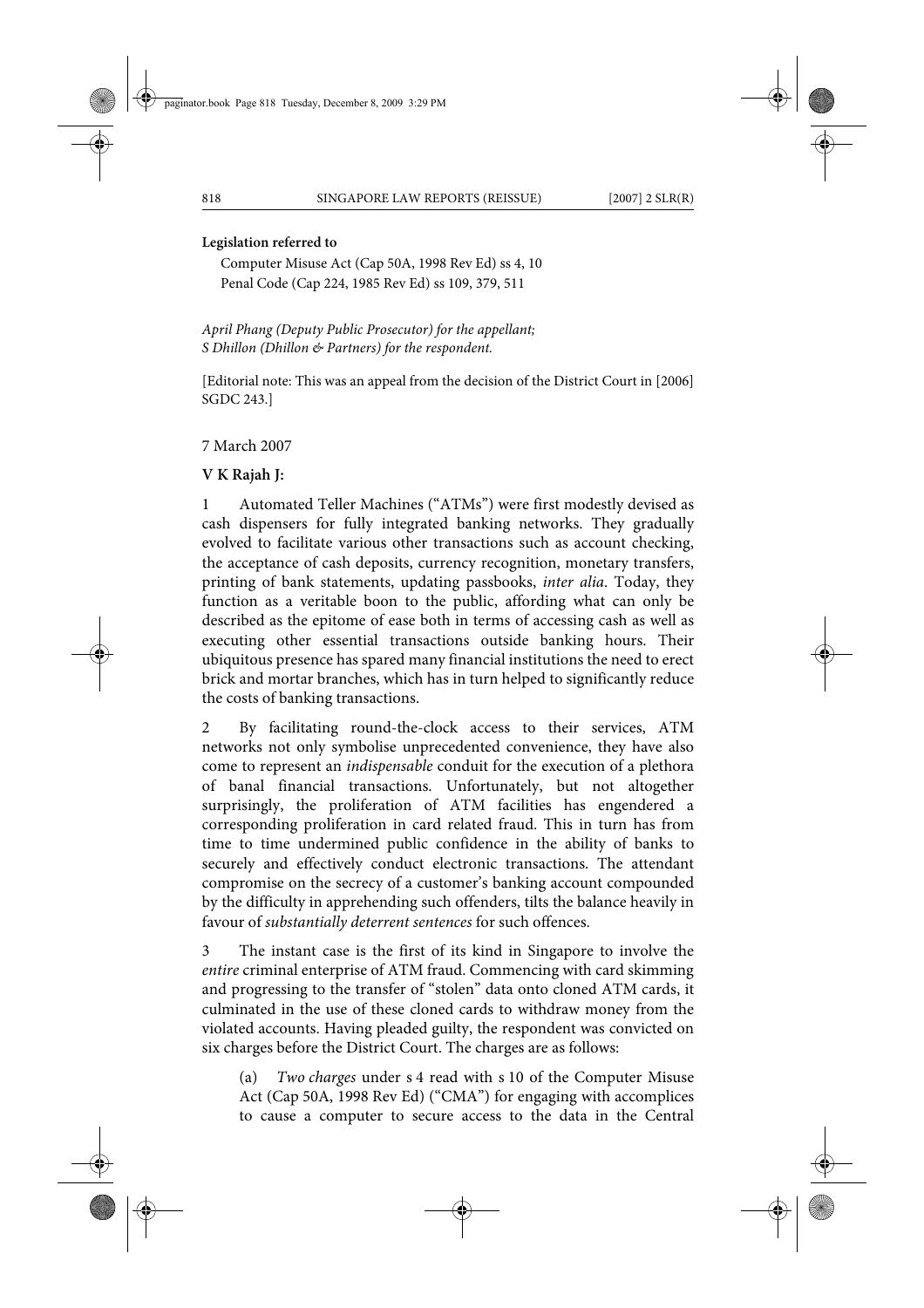**Legislation referred to**

Computer Misuse Act (Cap 50A, 1998 Rev Ed) ss 4, 10
Penal Code (Cap 224, 1985 Rev Ed) ss 109, 379, 511

*April Phang (Deputy Public Prosecutor) for the appellant;*
*S Dhillon (Dhillon & Partners) for the respondent.*

[Editorial note: This was an appeal from the decision of the District Court in [2006] SGDC 243.]

7 March 2007

**V K Rajah J:**

1 Automated Teller Machines ("ATMs") were first modestly devised as cash dispensers for fully integrated banking networks. They gradually evolved to facilitate various other transactions such as account checking, the acceptance of cash deposits, currency recognition, monetary transfers, printing of bank statements, updating passbooks, *inter alia*. Today, they function as a veritable boon to the public, affording what can only be described as the epitome of ease both in terms of accessing cash as well as executing other essential transactions outside banking hours. Their ubiquitous presence has spared many financial institutions the need to erect brick and mortar branches, which has in turn helped to significantly reduce the costs of banking transactions.

2 By facilitating round-the-clock access to their services, ATM networks not only symbolise unprecedented convenience, they have also come to represent an *indispensable* conduit for the execution of a plethora of banal financial transactions. Unfortunately, but not altogether surprisingly, the proliferation of ATM facilities has engendered a corresponding proliferation in card related fraud. This in turn has from time to time undermined public confidence in the ability of banks to securely and effectively conduct electronic transactions. The attendant compromise on the secrecy of a customer's banking account compounded by the difficulty in apprehending such offenders, tilts the balance heavily in favour of *substantially deterrent sentences* for such offences.

3 The instant case is the first of its kind in Singapore to involve the *entire* criminal enterprise of ATM fraud. Commencing with card skimming and progressing to the transfer of "stolen" data onto cloned ATM cards, it culminated in the use of these cloned cards to withdraw money from the violated accounts. Having pleaded guilty, the respondent was convicted on six charges before the District Court. The charges are as follows:

(a) *Two charges* under s 4 read with s 10 of the Computer Misuse Act (Cap 50A, 1998 Rev Ed) ("CMA") for engaging with accomplices to cause a computer to secure access to the data in the Central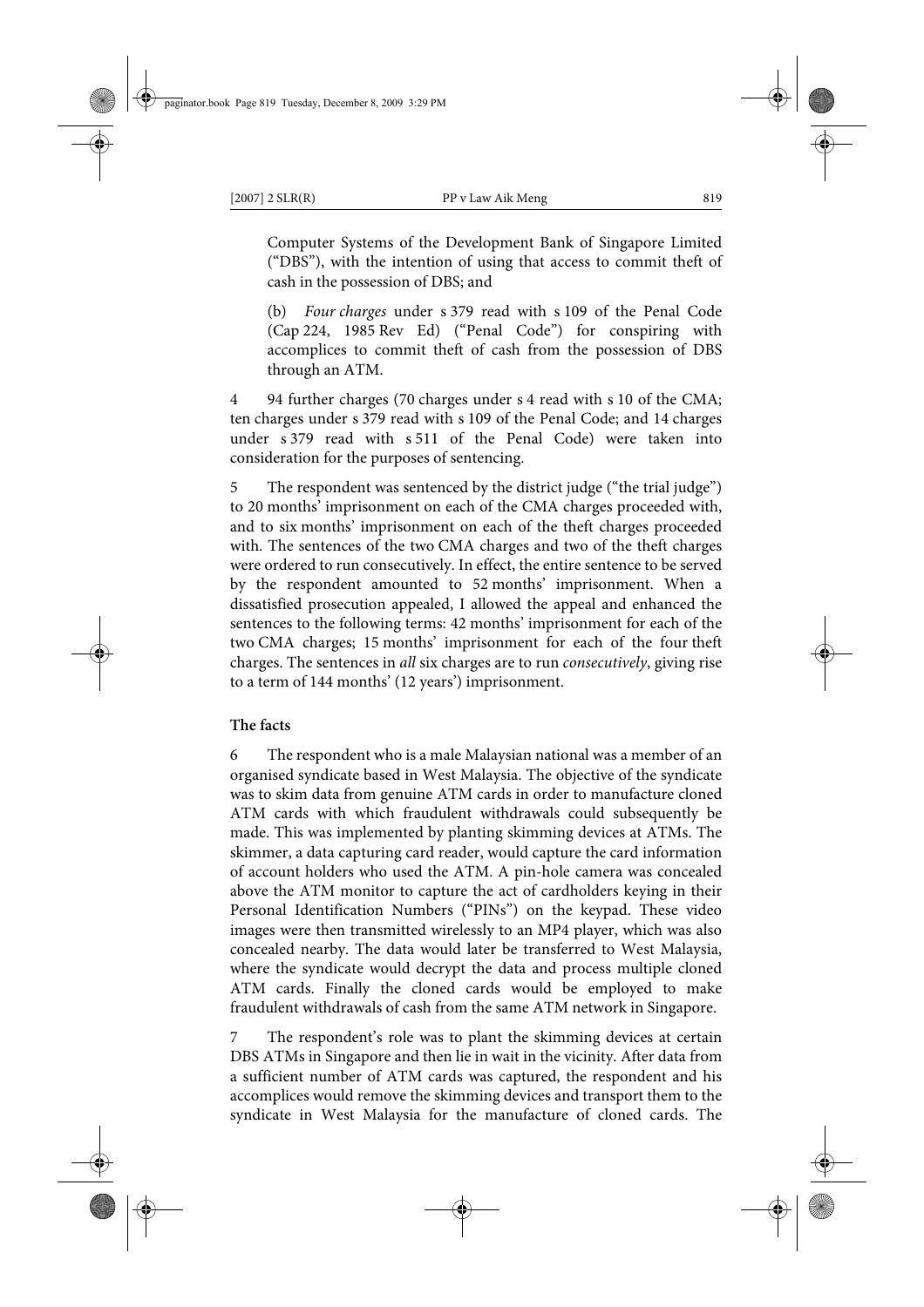Computer Systems of the Development Bank of Singapore Limited ("DBS"), with the intention of using that access to commit theft of cash in the possession of DBS; and

(b) *Four charges* under s 379 read with s 109 of the Penal Code (Cap 224, 1985 Rev Ed) ("Penal Code") for conspiring with accomplices to commit theft of cash from the possession of DBS through an ATM.

4 94 further charges (70 charges under s 4 read with s 10 of the CMA; ten charges under s 379 read with s 109 of the Penal Code; and 14 charges under s 379 read with s 511 of the Penal Code) were taken into consideration for the purposes of sentencing.

5 The respondent was sentenced by the district judge ("the trial judge") to 20 months' imprisonment on each of the CMA charges proceeded with, and to six months' imprisonment on each of the theft charges proceeded with. The sentences of the two CMA charges and two of the theft charges were ordered to run consecutively. In effect, the entire sentence to be served by the respondent amounted to 52 months' imprisonment. When a dissatisfied prosecution appealed, I allowed the appeal and enhanced the sentences to the following terms: 42 months' imprisonment for each of the two CMA charges; 15 months' imprisonment for each of the four theft charges. The sentences in *all* six charges are to run *consecutively*, giving rise to a term of 144 months' (12 years') imprisonment.

**The facts**

6 The respondent who is a male Malaysian national was a member of an organised syndicate based in West Malaysia. The objective of the syndicate was to skim data from genuine ATM cards in order to manufacture cloned ATM cards with which fraudulent withdrawals could subsequently be made. This was implemented by planting skimming devices at ATMs. The skimmer, a data capturing card reader, would capture the card information of account holders who used the ATM. A pin-hole camera was concealed above the ATM monitor to capture the act of cardholders keying in their Personal Identification Numbers ("PINs") on the keypad. These video images were then transmitted wirelessly to an MP4 player, which was also concealed nearby. The data would later be transferred to West Malaysia, where the syndicate would decrypt the data and process multiple cloned ATM cards. Finally the cloned cards would be employed to make fraudulent withdrawals of cash from the same ATM network in Singapore.

7 The respondent's role was to plant the skimming devices at certain DBS ATMs in Singapore and then lie in wait in the vicinity. After data from a sufficient number of ATM cards was captured, the respondent and his accomplices would remove the skimming devices and transport them to the syndicate in West Malaysia for the manufacture of cloned cards. The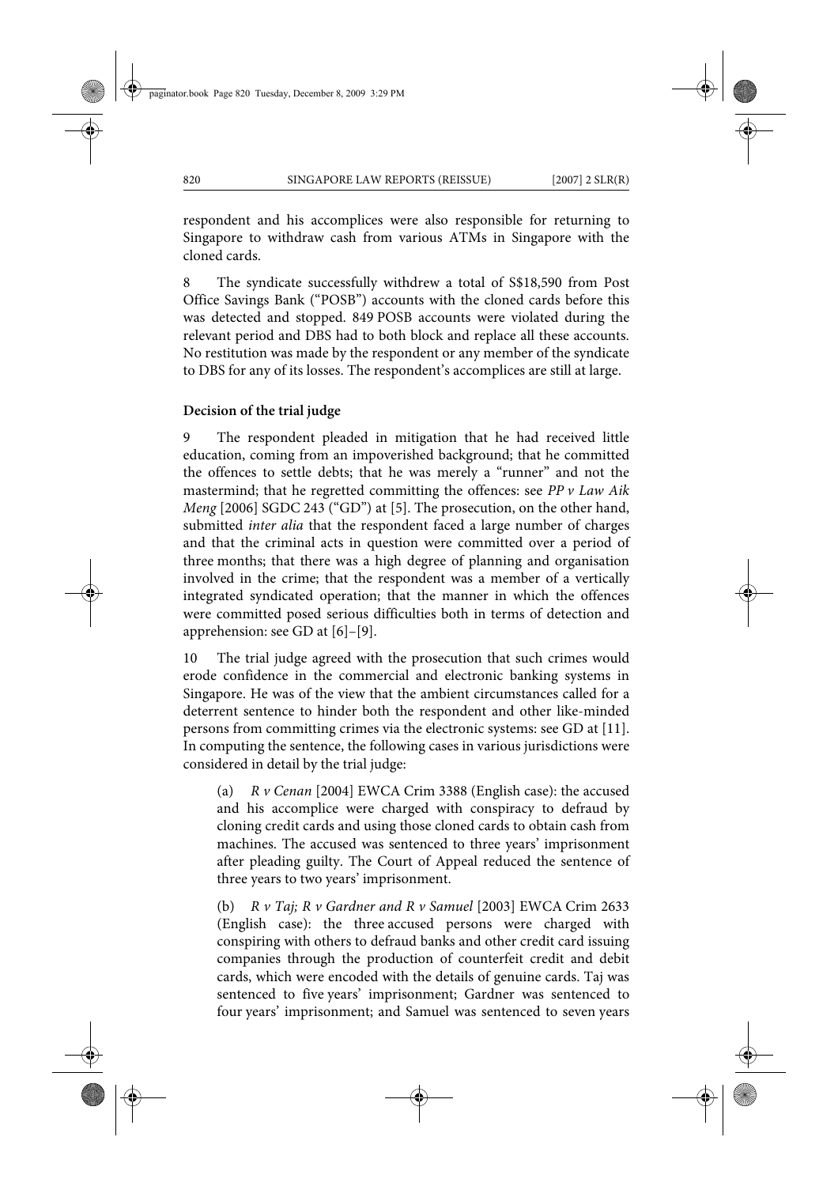respondent and his accomplices were also responsible for returning to Singapore to withdraw cash from various ATMs in Singapore with the cloned cards.

8 The syndicate successfully withdrew a total of S$18,590 from Post Office Savings Bank ("POSB") accounts with the cloned cards before this was detected and stopped. 849 POSB accounts were violated during the relevant period and DBS had to both block and replace all these accounts. No restitution was made by the respondent or any member of the syndicate to DBS for any of its losses. The respondent's accomplices are still at large.

### Decision of the trial judge

9 The respondent pleaded in mitigation that he had received little education, coming from an impoverished background; that he committed the offences to settle debts; that he was merely a "runner" and not the mastermind; that he regretted committing the offences: see *PP v Law Aik Meng* [2006] SGDC 243 ("GD") at [5]. The prosecution, on the other hand, submitted *inter alia* that the respondent faced a large number of charges and that the criminal acts in question were committed over a period of three months; that there was a high degree of planning and organisation involved in the crime; that the respondent was a member of a vertically integrated syndicated operation; that the manner in which the offences were committed posed serious difficulties both in terms of detection and apprehension: see GD at [6]–[9].

10 The trial judge agreed with the prosecution that such crimes would erode confidence in the commercial and electronic banking systems in Singapore. He was of the view that the ambient circumstances called for a deterrent sentence to hinder both the respondent and other like-minded persons from committing crimes via the electronic systems: see GD at [11]. In computing the sentence, the following cases in various jurisdictions were considered in detail by the trial judge:

(a) *R v Cenan* [2004] EWCA Crim 3388 (English case): the accused and his accomplice were charged with conspiracy to defraud by cloning credit cards and using those cloned cards to obtain cash from machines. The accused was sentenced to three years' imprisonment after pleading guilty. The Court of Appeal reduced the sentence of three years to two years' imprisonment.

(b) *R v Taj; R v Gardner and R v Samuel* [2003] EWCA Crim 2633 (English case): the three accused persons were charged with conspiring with others to defraud banks and other credit card issuing companies through the production of counterfeit credit and debit cards, which were encoded with the details of genuine cards. Taj was sentenced to five years' imprisonment; Gardner was sentenced to four years' imprisonment; and Samuel was sentenced to seven years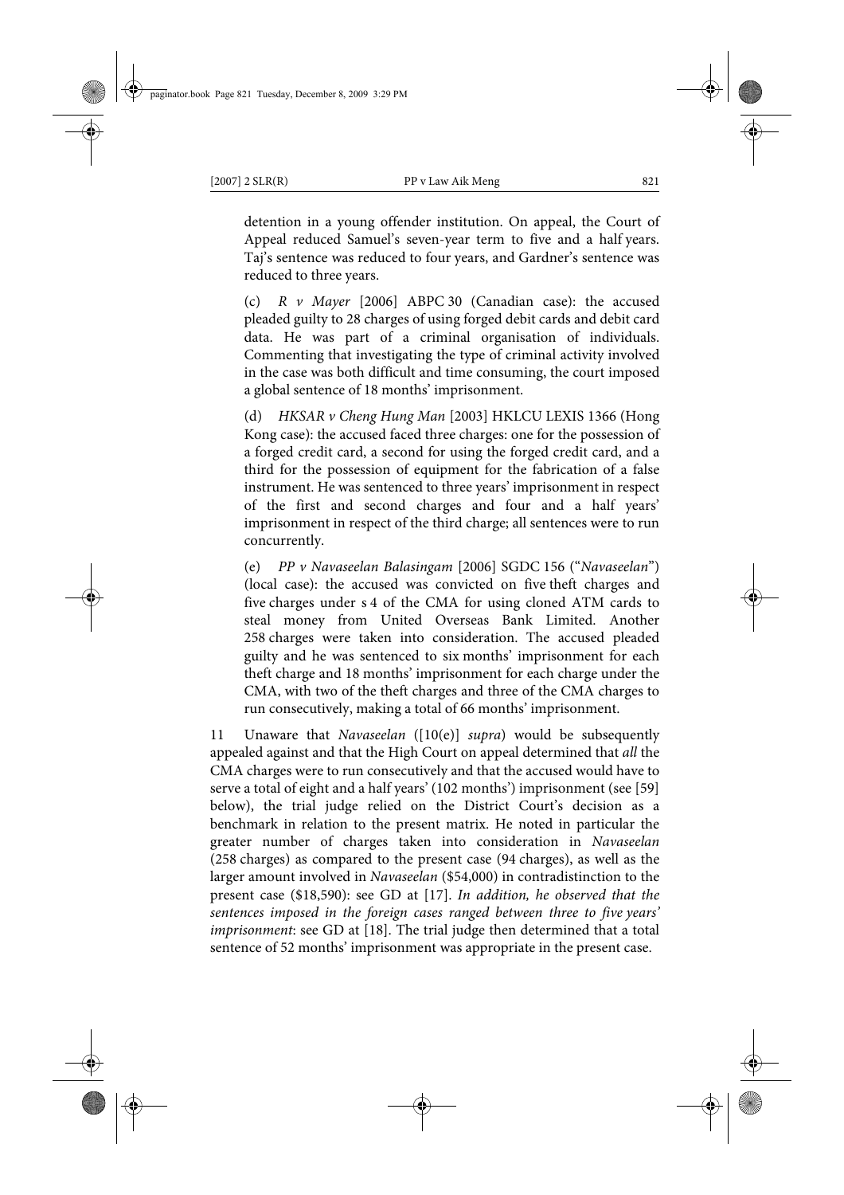detention in a young offender institution. On appeal, the Court of Appeal reduced Samuel's seven-year term to five and a half years. Taj's sentence was reduced to four years, and Gardner's sentence was reduced to three years.

(c) *R v Mayer* [2006] ABPC 30 (Canadian case): the accused pleaded guilty to 28 charges of using forged debit cards and debit card data. He was part of a criminal organisation of individuals. Commenting that investigating the type of criminal activity involved in the case was both difficult and time consuming, the court imposed a global sentence of 18 months' imprisonment.

(d) *HKSAR v Cheng Hung Man* [2003] HKLCU LEXIS 1366 (Hong Kong case): the accused faced three charges: one for the possession of a forged credit card, a second for using the forged credit card, and a third for the possession of equipment for the fabrication of a false instrument. He was sentenced to three years' imprisonment in respect of the first and second charges and four and a half years' imprisonment in respect of the third charge; all sentences were to run concurrently.

(e) *PP v Navaseelan Balasingam* [2006] SGDC 156 ("*Navaseelan*") (local case): the accused was convicted on five theft charges and five charges under s 4 of the CMA for using cloned ATM cards to steal money from United Overseas Bank Limited. Another 258 charges were taken into consideration. The accused pleaded guilty and he was sentenced to six months' imprisonment for each theft charge and 18 months' imprisonment for each charge under the CMA, with two of the theft charges and three of the CMA charges to run consecutively, making a total of 66 months' imprisonment.

11 Unaware that *Navaseelan* ([10(e)] *supra*) would be subsequently appealed against and that the High Court on appeal determined that *all* the CMA charges were to run consecutively and that the accused would have to serve a total of eight and a half years' (102 months') imprisonment (see [59] below), the trial judge relied on the District Court's decision as a benchmark in relation to the present matrix. He noted in particular the greater number of charges taken into consideration in *Navaseelan* (258 charges) as compared to the present case (94 charges), as well as the larger amount involved in *Navaseelan* ($54,000) in contradistinction to the present case ($18,590): see GD at [17]. *In addition, he observed that the sentences imposed in the foreign cases ranged between three to five years' imprisonment*: see GD at [18]. The trial judge then determined that a total sentence of 52 months' imprisonment was appropriate in the present case.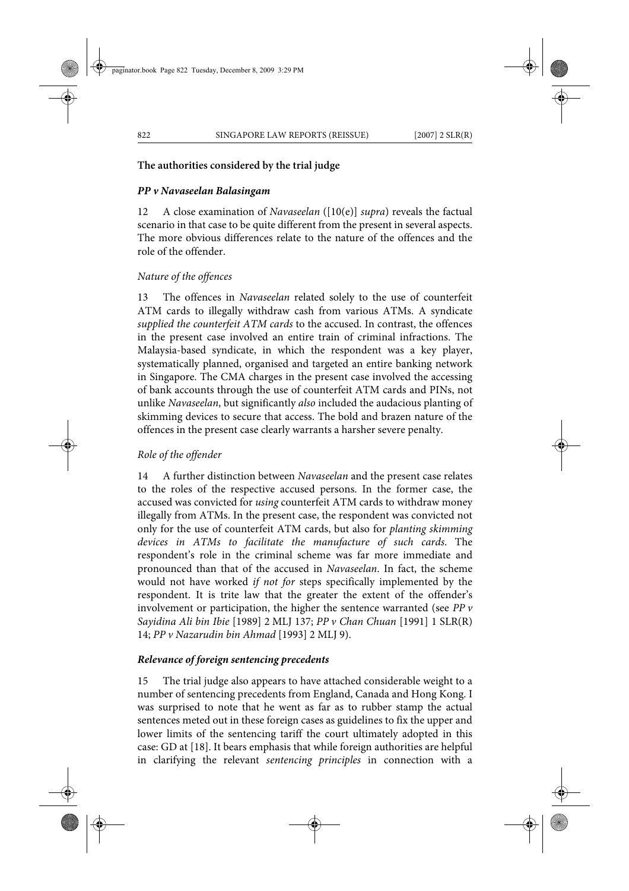### The authorities considered by the trial judge

#### *PP v Navaseelan Balasingam*

12 A close examination of *Navaseelan* ([10(e)] *supra*) reveals the factual scenario in that case to be quite different from the present in several aspects. The more obvious differences relate to the nature of the offences and the role of the offender.

*Nature of the offences*

13 The offences in *Navaseelan* related solely to the use of counterfeit ATM cards to illegally withdraw cash from various ATMs. A syndicate *supplied the counterfeit ATM cards* to the accused. In contrast, the offences in the present case involved an entire train of criminal infractions. The Malaysia-based syndicate, in which the respondent was a key player, systematically planned, organised and targeted an entire banking network in Singapore. The CMA charges in the present case involved the accessing of bank accounts through the use of counterfeit ATM cards and PINs, not unlike *Navaseelan*, but significantly *also* included the audacious planting of skimming devices to secure that access. The bold and brazen nature of the offences in the present case clearly warrants a harsher severe penalty.

*Role of the offender*

14 A further distinction between *Navaseelan* and the present case relates to the roles of the respective accused persons. In the former case, the accused was convicted for *using* counterfeit ATM cards to withdraw money illegally from ATMs. In the present case, the respondent was convicted not only for the use of counterfeit ATM cards, but also for *planting skimming devices in ATMs to facilitate the manufacture of such cards*. The respondent's role in the criminal scheme was far more immediate and pronounced than that of the accused in *Navaseelan*. In fact, the scheme would not have worked *if not for* steps specifically implemented by the respondent. It is trite law that the greater the extent of the offender's involvement or participation, the higher the sentence warranted (see *PP v Sayidina Ali bin Ibie* [1989] 2 MLJ 137; *PP v Chan Chuan* [1991] 1 SLR(R) 14; *PP v Nazarudin bin Ahmad* [1993] 2 MLJ 9).

#### *Relevance of foreign sentencing precedents*

15 The trial judge also appears to have attached considerable weight to a number of sentencing precedents from England, Canada and Hong Kong. I was surprised to note that he went as far as to rubber stamp the actual sentences meted out in these foreign cases as guidelines to fix the upper and lower limits of the sentencing tariff the court ultimately adopted in this case: GD at [18]. It bears emphasis that while foreign authorities are helpful in clarifying the relevant *sentencing principles* in connection with a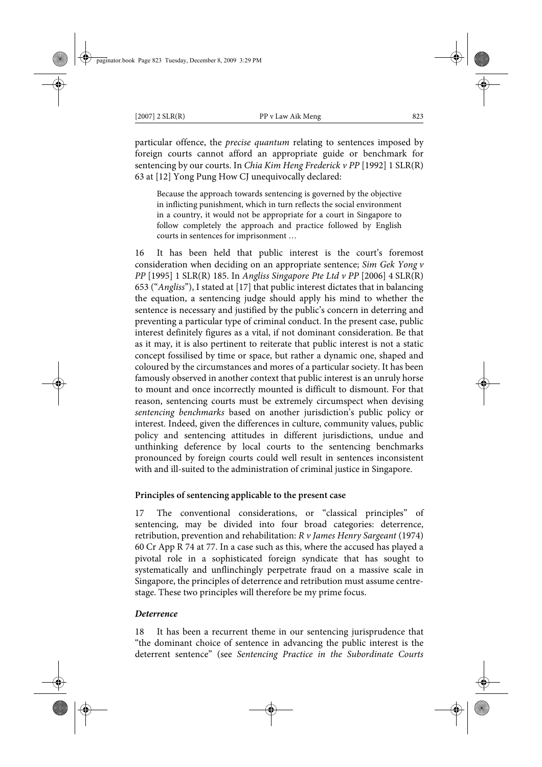particular offence, the *precise quantum* relating to sentences imposed by foreign courts cannot afford an appropriate guide or benchmark for sentencing by our courts. In *Chia Kim Heng Frederick v PP* [1992] 1 SLR(R) 63 at [12] Yong Pung How CJ unequivocally declared:

> Because the approach towards sentencing is governed by the objective in inflicting punishment, which in turn reflects the social environment in a country, it would not be appropriate for a court in Singapore to follow completely the approach and practice followed by English courts in sentences for imprisonment …

16 It has been held that public interest is the court's foremost consideration when deciding on an appropriate sentence; *Sim Gek Yong v PP* [1995] 1 SLR(R) 185. In *Angliss Singapore Pte Ltd v PP* [2006] 4 SLR(R) 653 ("*Angliss*"), I stated at [17] that public interest dictates that in balancing the equation, a sentencing judge should apply his mind to whether the sentence is necessary and justified by the public's concern in deterring and preventing a particular type of criminal conduct. In the present case, public interest definitely figures as a vital, if not dominant consideration. Be that as it may, it is also pertinent to reiterate that public interest is not a static concept fossilised by time or space, but rather a dynamic one, shaped and coloured by the circumstances and mores of a particular society. It has been famously observed in another context that public interest is an unruly horse to mount and once incorrectly mounted is difficult to dismount. For that reason, sentencing courts must be extremely circumspect when devising *sentencing benchmarks* based on another jurisdiction's public policy or interest. Indeed, given the differences in culture, community values, public policy and sentencing attitudes in different jurisdictions, undue and unthinking deference by local courts to the sentencing benchmarks pronounced by foreign courts could well result in sentences inconsistent with and ill-suited to the administration of criminal justice in Singapore.

**Principles of sentencing applicable to the present case**

17 The conventional considerations, or "classical principles" of sentencing, may be divided into four broad categories: deterrence, retribution, prevention and rehabilitation: *R v James Henry Sargeant* (1974) 60 Cr App R 74 at 77. In a case such as this, where the accused has played a pivotal role in a sophisticated foreign syndicate that has sought to systematically and unflinchingly perpetrate fraud on a massive scale in Singapore, the principles of deterrence and retribution must assume centre-stage. These two principles will therefore be my prime focus.

***Deterrence***

18 It has been a recurrent theme in our sentencing jurisprudence that "the dominant choice of sentence in advancing the public interest is the deterrent sentence" (see *Sentencing Practice in the Subordinate Courts*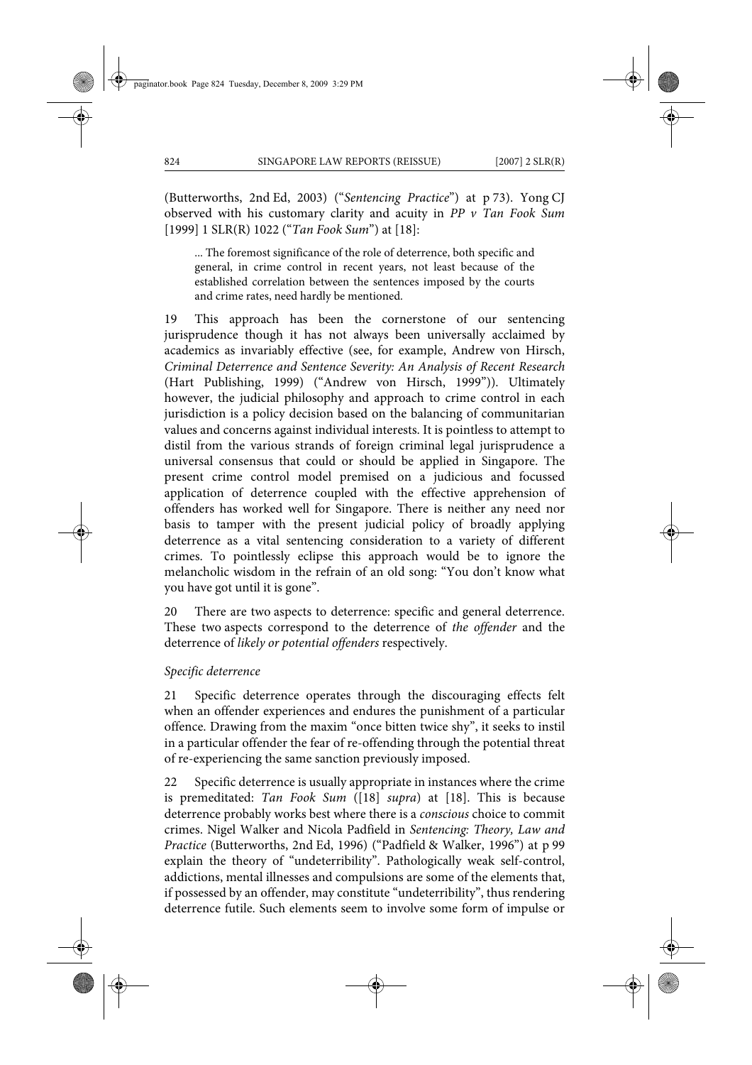(Butterworths, 2nd Ed, 2003) ("*Sentencing Practice*") at p 73). Yong CJ observed with his customary clarity and acuity in *PP v Tan Fook Sum* [1999] 1 SLR(R) 1022 ("*Tan Fook Sum*") at [18]:

> ... The foremost significance of the role of deterrence, both specific and general, in crime control in recent years, not least because of the established correlation between the sentences imposed by the courts and crime rates, need hardly be mentioned.

19 This approach has been the cornerstone of our sentencing jurisprudence though it has not always been universally acclaimed by academics as invariably effective (see, for example, Andrew von Hirsch, *Criminal Deterrence and Sentence Severity: An Analysis of Recent Research* (Hart Publishing, 1999) ("Andrew von Hirsch, 1999")). Ultimately however, the judicial philosophy and approach to crime control in each jurisdiction is a policy decision based on the balancing of communitarian values and concerns against individual interests. It is pointless to attempt to distil from the various strands of foreign criminal legal jurisprudence a universal consensus that could or should be applied in Singapore. The present crime control model premised on a judicious and focussed application of deterrence coupled with the effective apprehension of offenders has worked well for Singapore. There is neither any need nor basis to tamper with the present judicial policy of broadly applying deterrence as a vital sentencing consideration to a variety of different crimes. To pointlessly eclipse this approach would be to ignore the melancholic wisdom in the refrain of an old song: "You don't know what you have got until it is gone".

20 There are two aspects to deterrence: specific and general deterrence. These two aspects correspond to the deterrence of *the offender* and the deterrence of *likely or potential offenders* respectively.

*Specific deterrence*

21 Specific deterrence operates through the discouraging effects felt when an offender experiences and endures the punishment of a particular offence. Drawing from the maxim "once bitten twice shy", it seeks to instil in a particular offender the fear of re-offending through the potential threat of re-experiencing the same sanction previously imposed.

22 Specific deterrence is usually appropriate in instances where the crime is premeditated: *Tan Fook Sum* ([18] *supra*) at [18]. This is because deterrence probably works best where there is a *conscious* choice to commit crimes. Nigel Walker and Nicola Padfield in *Sentencing: Theory, Law and Practice* (Butterworths, 2nd Ed, 1996) ("Padfield & Walker, 1996") at p 99 explain the theory of "undeterribility". Pathologically weak self-control, addictions, mental illnesses and compulsions are some of the elements that, if possessed by an offender, may constitute "undeterribility", thus rendering deterrence futile. Such elements seem to involve some form of impulse or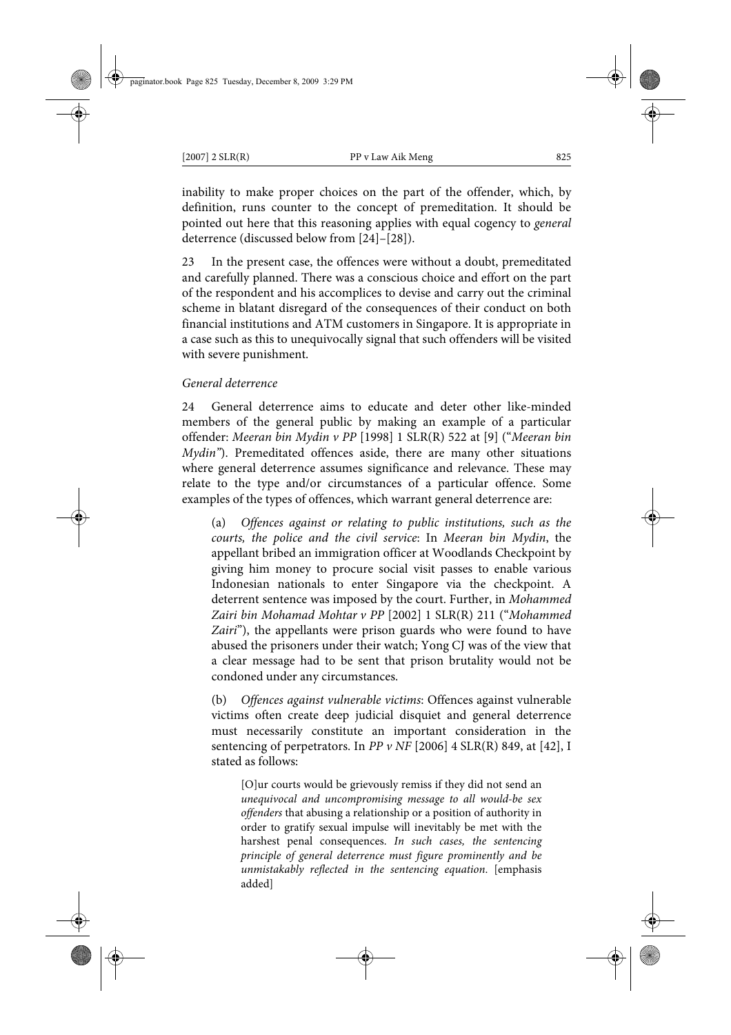inability to make proper choices on the part of the offender, which, by definition, runs counter to the concept of premeditation. It should be pointed out here that this reasoning applies with equal cogency to *general* deterrence (discussed below from [24]–[28]).

23 In the present case, the offences were without a doubt, premeditated and carefully planned. There was a conscious choice and effort on the part of the respondent and his accomplices to devise and carry out the criminal scheme in blatant disregard of the consequences of their conduct on both financial institutions and ATM customers in Singapore. It is appropriate in a case such as this to unequivocally signal that such offenders will be visited with severe punishment.

*General deterrence*

24 General deterrence aims to educate and deter other like-minded members of the general public by making an example of a particular offender: *Meeran bin Mydin v PP* [1998] 1 SLR(R) 522 at [9] ("*Meeran bin Mydin*"). Premeditated offences aside, there are many other situations where general deterrence assumes significance and relevance. These may relate to the type and/or circumstances of a particular offence. Some examples of the types of offences, which warrant general deterrence are:

(a) *Offences against or relating to public institutions, such as the courts, the police and the civil service*: In *Meeran bin Mydin*, the appellant bribed an immigration officer at Woodlands Checkpoint by giving him money to procure social visit passes to enable various Indonesian nationals to enter Singapore via the checkpoint. A deterrent sentence was imposed by the court. Further, in *Mohammed Zairi bin Mohamad Mohtar v PP* [2002] 1 SLR(R) 211 ("*Mohammed Zairi*"), the appellants were prison guards who were found to have abused the prisoners under their watch; Yong CJ was of the view that a clear message had to be sent that prison brutality would not be condoned under any circumstances.

(b) *Offences against vulnerable victims*: Offences against vulnerable victims often create deep judicial disquiet and general deterrence must necessarily constitute an important consideration in the sentencing of perpetrators. In *PP v NF* [2006] 4 SLR(R) 849, at [42], I stated as follows:

> [O]ur courts would be grievously remiss if they did not send an *unequivocal and uncompromising message to all would-be sex offenders* that abusing a relationship or a position of authority in order to gratify sexual impulse will inevitably be met with the harshest penal consequences. *In such cases, the sentencing principle of general deterrence must figure prominently and be unmistakably reflected in the sentencing equation*. [emphasis added]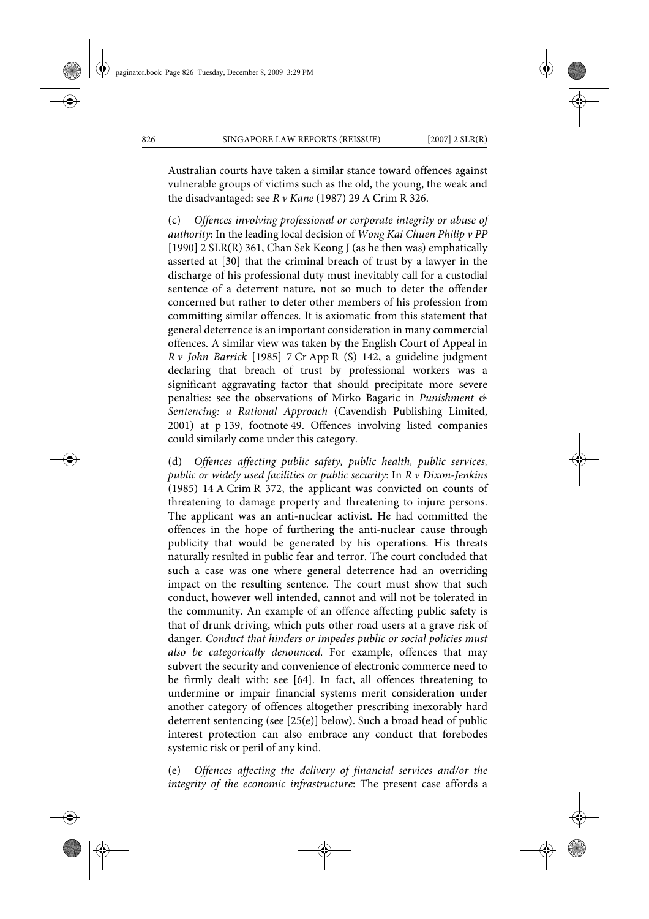Australian courts have taken a similar stance toward offences against vulnerable groups of victims such as the old, the young, the weak and the disadvantaged: see *R v Kane* (1987) 29 A Crim R 326.

(c) *Offences involving professional or corporate integrity or abuse of authority*: In the leading local decision of *Wong Kai Chuen Philip v PP* [1990] 2 SLR(R) 361, Chan Sek Keong J (as he then was) emphatically asserted at [30] that the criminal breach of trust by a lawyer in the discharge of his professional duty must inevitably call for a custodial sentence of a deterrent nature, not so much to deter the offender concerned but rather to deter other members of his profession from committing similar offences. It is axiomatic from this statement that general deterrence is an important consideration in many commercial offences. A similar view was taken by the English Court of Appeal in *R v John Barrick* [1985] 7 Cr App R (S) 142, a guideline judgment declaring that breach of trust by professional workers was a significant aggravating factor that should precipitate more severe penalties: see the observations of Mirko Bagaric in *Punishment & Sentencing: a Rational Approach* (Cavendish Publishing Limited, 2001) at p 139, footnote 49. Offences involving listed companies could similarly come under this category.

(d) *Offences affecting public safety, public health, public services, public or widely used facilities or public security*: In *R v Dixon-Jenkins* (1985) 14 A Crim R 372, the applicant was convicted on counts of threatening to damage property and threatening to injure persons. The applicant was an anti-nuclear activist. He had committed the offences in the hope of furthering the anti-nuclear cause through publicity that would be generated by his operations. His threats naturally resulted in public fear and terror. The court concluded that such a case was one where general deterrence had an overriding impact on the resulting sentence. The court must show that such conduct, however well intended, cannot and will not be tolerated in the community. An example of an offence affecting public safety is that of drunk driving, which puts other road users at a grave risk of danger. *Conduct that hinders or impedes public or social policies must also be categorically denounced.* For example, offences that may subvert the security and convenience of electronic commerce need to be firmly dealt with: see [64]. In fact, all offences threatening to undermine or impair financial systems merit consideration under another category of offences altogether prescribing inexorably hard deterrent sentencing (see [25(e)] below). Such a broad head of public interest protection can also embrace any conduct that forebodes systemic risk or peril of any kind.

(e) *Offences affecting the delivery of financial services and/or the integrity of the economic infrastructure*: The present case affords a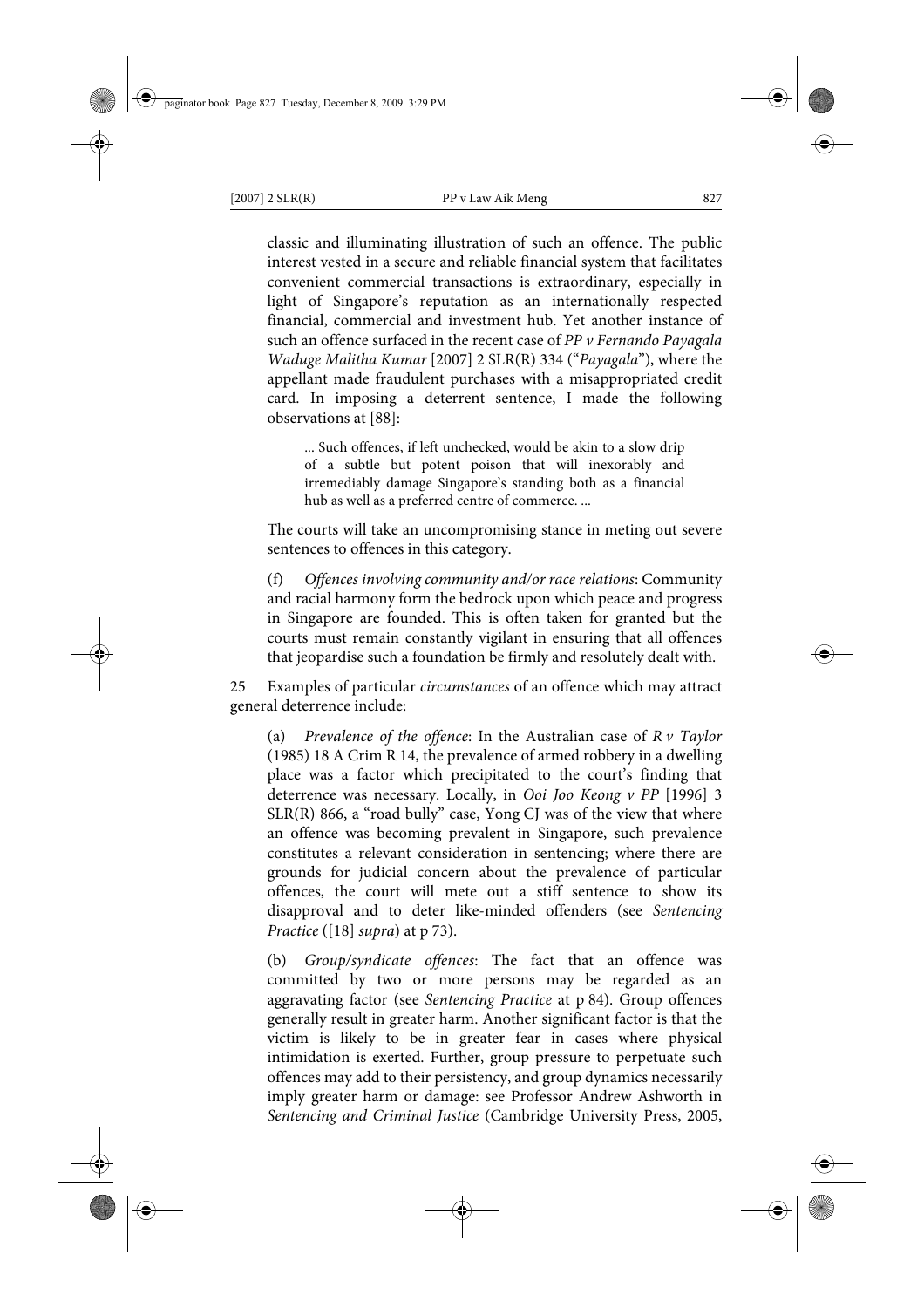classic and illuminating illustration of such an offence. The public interest vested in a secure and reliable financial system that facilitates convenient commercial transactions is extraordinary, especially in light of Singapore's reputation as an internationally respected financial, commercial and investment hub. Yet another instance of such an offence surfaced in the recent case of *PP v Fernando Payagala Waduge Malitha Kumar* [2007] 2 SLR(R) 334 ("*Payagala*"), where the appellant made fraudulent purchases with a misappropriated credit card. In imposing a deterrent sentence, I made the following observations at [88]:

> ... Such offences, if left unchecked, would be akin to a slow drip of a subtle but potent poison that will inexorably and irremediably damage Singapore's standing both as a financial hub as well as a preferred centre of commerce. ...

The courts will take an uncompromising stance in meting out severe sentences to offences in this category.

(f) *Offences involving community and/or race relations*: Community and racial harmony form the bedrock upon which peace and progress in Singapore are founded. This is often taken for granted but the courts must remain constantly vigilant in ensuring that all offences that jeopardise such a foundation be firmly and resolutely dealt with.

25 Examples of particular *circumstances* of an offence which may attract general deterrence include:

(a) *Prevalence of the offence*: In the Australian case of *R v Taylor* (1985) 18 A Crim R 14, the prevalence of armed robbery in a dwelling place was a factor which precipitated to the court's finding that deterrence was necessary. Locally, in *Ooi Joo Keong v PP* [1996] 3 SLR(R) 866, a "road bully" case, Yong CJ was of the view that where an offence was becoming prevalent in Singapore, such prevalence constitutes a relevant consideration in sentencing; where there are grounds for judicial concern about the prevalence of particular offences, the court will mete out a stiff sentence to show its disapproval and to deter like-minded offenders (see *Sentencing Practice* ([18] *supra*) at p 73).

(b) *Group/syndicate offences*: The fact that an offence was committed by two or more persons may be regarded as an aggravating factor (see *Sentencing Practice* at p 84). Group offences generally result in greater harm. Another significant factor is that the victim is likely to be in greater fear in cases where physical intimidation is exerted. Further, group pressure to perpetuate such offences may add to their persistency, and group dynamics necessarily imply greater harm or damage: see Professor Andrew Ashworth in *Sentencing and Criminal Justice* (Cambridge University Press, 2005,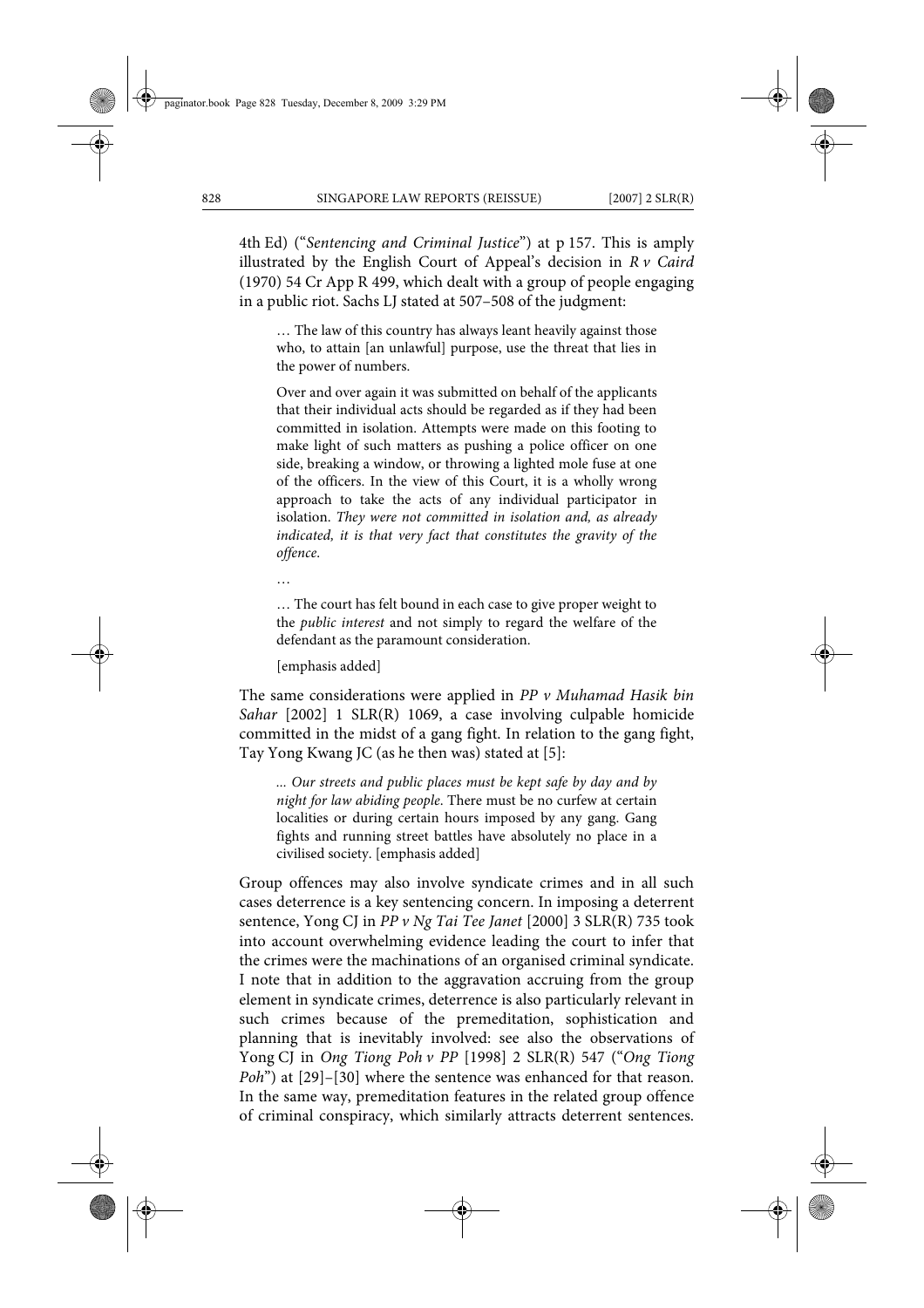4th Ed) ("*Sentencing and Criminal Justice*") at p 157. This is amply illustrated by the English Court of Appeal's decision in *R v Caird* (1970) 54 Cr App R 499, which dealt with a group of people engaging in a public riot. Sachs LJ stated at 507–508 of the judgment:

> … The law of this country has always leant heavily against those who, to attain [an unlawful] purpose, use the threat that lies in the power of numbers.
>
> Over and over again it was submitted on behalf of the applicants that their individual acts should be regarded as if they had been committed in isolation. Attempts were made on this footing to make light of such matters as pushing a police officer on one side, breaking a window, or throwing a lighted mole fuse at one of the officers. In the view of this Court, it is a wholly wrong approach to take the acts of any individual participator in isolation. *They were not committed in isolation and, as already indicated, it is that very fact that constitutes the gravity of the offence*.
>
> …
>
> … The court has felt bound in each case to give proper weight to the *public interest* and not simply to regard the welfare of the defendant as the paramount consideration.
>
> [emphasis added]

The same considerations were applied in *PP v Muhamad Hasik bin Sahar* [2002] 1 SLR(R) 1069, a case involving culpable homicide committed in the midst of a gang fight. In relation to the gang fight, Tay Yong Kwang JC (as he then was) stated at [5]:

> ... *Our streets and public places must be kept safe by day and by night for law abiding people*. There must be no curfew at certain localities or during certain hours imposed by any gang. Gang fights and running street battles have absolutely no place in a civilised society. [emphasis added]

Group offences may also involve syndicate crimes and in all such cases deterrence is a key sentencing concern. In imposing a deterrent sentence, Yong CJ in *PP v Ng Tai Tee Janet* [2000] 3 SLR(R) 735 took into account overwhelming evidence leading the court to infer that the crimes were the machinations of an organised criminal syndicate. I note that in addition to the aggravation accruing from the group element in syndicate crimes, deterrence is also particularly relevant in such crimes because of the premeditation, sophistication and planning that is inevitably involved: see also the observations of Yong CJ in *Ong Tiong Poh v PP* [1998] 2 SLR(R) 547 ("*Ong Tiong Poh*") at [29]–[30] where the sentence was enhanced for that reason. In the same way, premeditation features in the related group offence of criminal conspiracy, which similarly attracts deterrent sentences.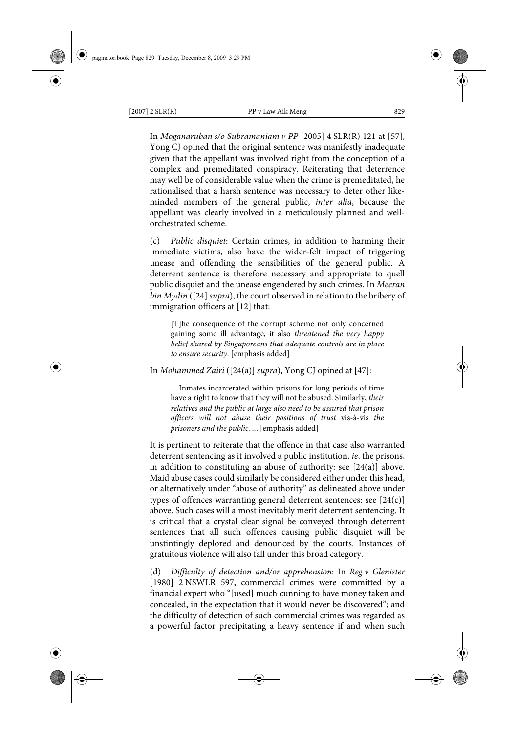In *Moganaruban s/o Subramaniam v PP* [2005] 4 SLR(R) 121 at [57], Yong CJ opined that the original sentence was manifestly inadequate given that the appellant was involved right from the conception of a complex and premeditated conspiracy. Reiterating that deterrence may well be of considerable value when the crime is premeditated, he rationalised that a harsh sentence was necessary to deter other like-minded members of the general public, *inter alia*, because the appellant was clearly involved in a meticulously planned and well-orchestrated scheme.

(c) *Public disquiet*: Certain crimes, in addition to harming their immediate victims, also have the wider-felt impact of triggering unease and offending the sensibilities of the general public. A deterrent sentence is therefore necessary and appropriate to quell public disquiet and the unease engendered by such crimes. In *Meeran bin Mydin* ([24] *supra*), the court observed in relation to the bribery of immigration officers at [12] that:

> [T]he consequence of the corrupt scheme not only concerned gaining some ill advantage, it also *threatened the very happy belief shared by Singaporeans that adequate controls are in place to ensure security*. [emphasis added]

In *Mohammed Zairi* ([24(a)] *supra*), Yong CJ opined at [47]:

> ... Inmates incarcerated within prisons for long periods of time have a right to know that they will not be abused. Similarly, *their relatives and the public at large also need to be assured that prison officers will not abuse their positions of trust* vis-à-vis *the prisoners and the public*. ... [emphasis added]

It is pertinent to reiterate that the offence in that case also warranted deterrent sentencing as it involved a public institution, *ie*, the prisons, in addition to constituting an abuse of authority: see [24(a)] above. Maid abuse cases could similarly be considered either under this head, or alternatively under "abuse of authority" as delineated above under types of offences warranting general deterrent sentences: see [24(c)] above. Such cases will almost inevitably merit deterrent sentencing. It is critical that a crystal clear signal be conveyed through deterrent sentences that all such offences causing public disquiet will be unstintingly deplored and denounced by the courts. Instances of gratuitous violence will also fall under this broad category.

(d) *Difficulty of detection and/or apprehension*: In *Reg v Glenister* [1980] 2 NSWLR 597, commercial crimes were committed by a financial expert who "[used] much cunning to have money taken and concealed, in the expectation that it would never be discovered"; and the difficulty of detection of such commercial crimes was regarded as a powerful factor precipitating a heavy sentence if and when such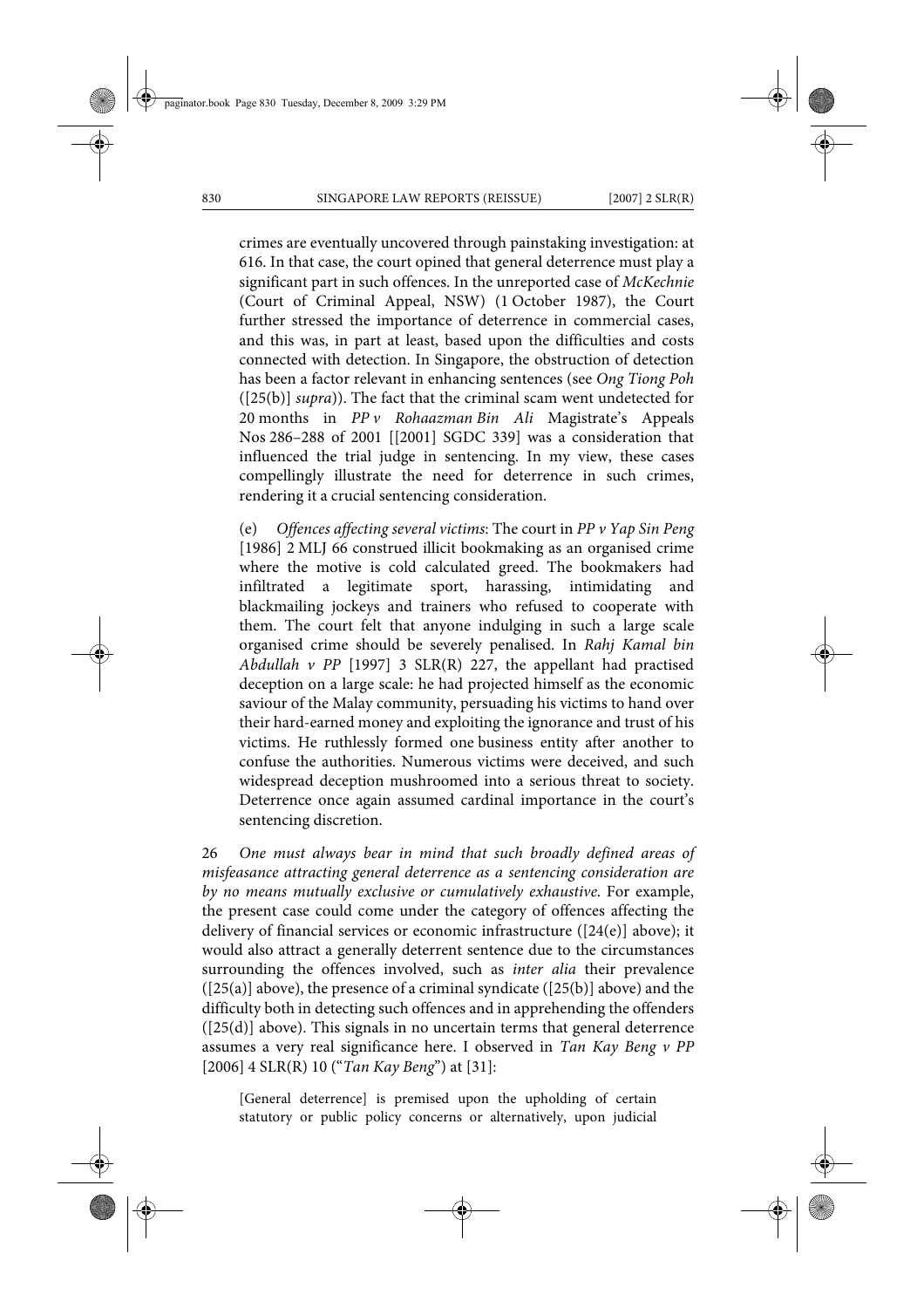crimes are eventually uncovered through painstaking investigation: at 616. In that case, the court opined that general deterrence must play a significant part in such offences. In the unreported case of *McKechnie* (Court of Criminal Appeal, NSW) (1 October 1987), the Court further stressed the importance of deterrence in commercial cases, and this was, in part at least, based upon the difficulties and costs connected with detection. In Singapore, the obstruction of detection has been a factor relevant in enhancing sentences (see *Ong Tiong Poh* ([25(b)] *supra*)). The fact that the criminal scam went undetected for 20 months in *PP v Rohaazman Bin Ali* Magistrate's Appeals Nos 286–288 of 2001 [[2001] SGDC 339] was a consideration that influenced the trial judge in sentencing. In my view, these cases compellingly illustrate the need for deterrence in such crimes, rendering it a crucial sentencing consideration.

(e) *Offences affecting several victims*: The court in *PP v Yap Sin Peng* [1986] 2 MLJ 66 construed illicit bookmaking as an organised crime where the motive is cold calculated greed. The bookmakers had infiltrated a legitimate sport, harassing, intimidating and blackmailing jockeys and trainers who refused to cooperate with them. The court felt that anyone indulging in such a large scale organised crime should be severely penalised. In *Rahj Kamal bin Abdullah v PP* [1997] 3 SLR(R) 227, the appellant had practised deception on a large scale: he had projected himself as the economic saviour of the Malay community, persuading his victims to hand over their hard-earned money and exploiting the ignorance and trust of his victims. He ruthlessly formed one business entity after another to confuse the authorities. Numerous victims were deceived, and such widespread deception mushroomed into a serious threat to society. Deterrence once again assumed cardinal importance in the court's sentencing discretion.

26 *One must always bear in mind that such broadly defined areas of misfeasance attracting general deterrence as a sentencing consideration are by no means mutually exclusive or cumulatively exhaustive.* For example, the present case could come under the category of offences affecting the delivery of financial services or economic infrastructure ([24(e)] above); it would also attract a generally deterrent sentence due to the circumstances surrounding the offences involved, such as *inter alia* their prevalence ([25(a)] above), the presence of a criminal syndicate ([25(b)] above) and the difficulty both in detecting such offences and in apprehending the offenders ([25(d)] above). This signals in no uncertain terms that general deterrence assumes a very real significance here. I observed in *Tan Kay Beng v PP* [2006] 4 SLR(R) 10 ("*Tan Kay Beng*") at [31]:

> [General deterrence] is premised upon the upholding of certain statutory or public policy concerns or alternatively, upon judicial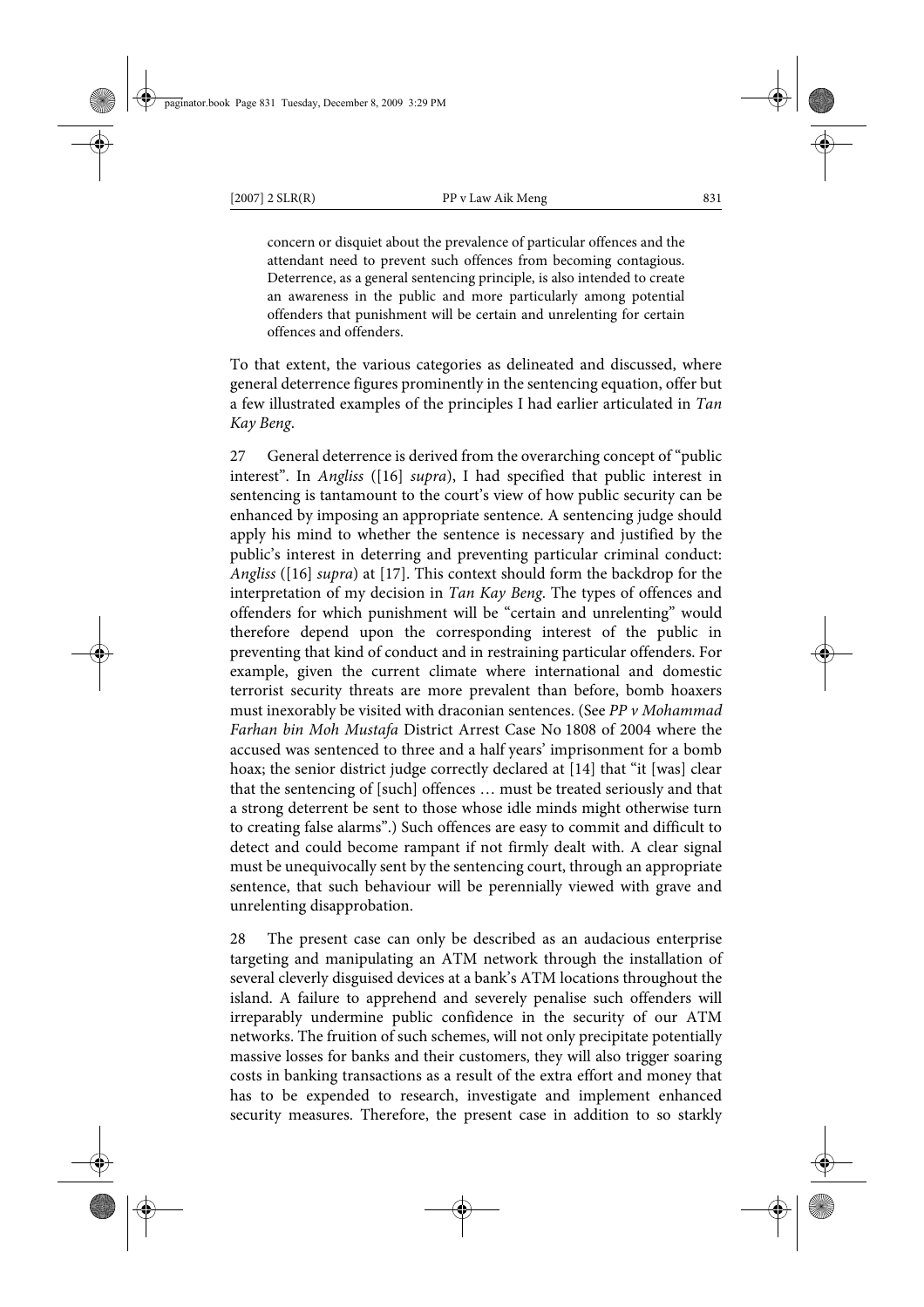> concern or disquiet about the prevalence of particular offences and the attendant need to prevent such offences from becoming contagious. Deterrence, as a general sentencing principle, is also intended to create an awareness in the public and more particularly among potential offenders that punishment will be certain and unrelenting for certain offences and offenders.

To that extent, the various categories as delineated and discussed, where general deterrence figures prominently in the sentencing equation, offer but a few illustrated examples of the principles I had earlier articulated in *Tan Kay Beng*.

27 General deterrence is derived from the overarching concept of "public interest". In *Angliss* ([16] *supra*), I had specified that public interest in sentencing is tantamount to the court's view of how public security can be enhanced by imposing an appropriate sentence. A sentencing judge should apply his mind to whether the sentence is necessary and justified by the public's interest in deterring and preventing particular criminal conduct: *Angliss* ([16] *supra*) at [17]. This context should form the backdrop for the interpretation of my decision in *Tan Kay Beng*. The types of offences and offenders for which punishment will be "certain and unrelenting" would therefore depend upon the corresponding interest of the public in preventing that kind of conduct and in restraining particular offenders. For example, given the current climate where international and domestic terrorist security threats are more prevalent than before, bomb hoaxers must inexorably be visited with draconian sentences. (See *PP v Mohammad Farhan bin Moh Mustafa* District Arrest Case No 1808 of 2004 where the accused was sentenced to three and a half years' imprisonment for a bomb hoax; the senior district judge correctly declared at [14] that "it [was] clear that the sentencing of [such] offences … must be treated seriously and that a strong deterrent be sent to those whose idle minds might otherwise turn to creating false alarms".) Such offences are easy to commit and difficult to detect and could become rampant if not firmly dealt with. A clear signal must be unequivocally sent by the sentencing court, through an appropriate sentence, that such behaviour will be perennially viewed with grave and unrelenting disapprobation.

28 The present case can only be described as an audacious enterprise targeting and manipulating an ATM network through the installation of several cleverly disguised devices at a bank's ATM locations throughout the island. A failure to apprehend and severely penalise such offenders will irreparably undermine public confidence in the security of our ATM networks. The fruition of such schemes, will not only precipitate potentially massive losses for banks and their customers, they will also trigger soaring costs in banking transactions as a result of the extra effort and money that has to be expended to research, investigate and implement enhanced security measures. Therefore, the present case in addition to so starkly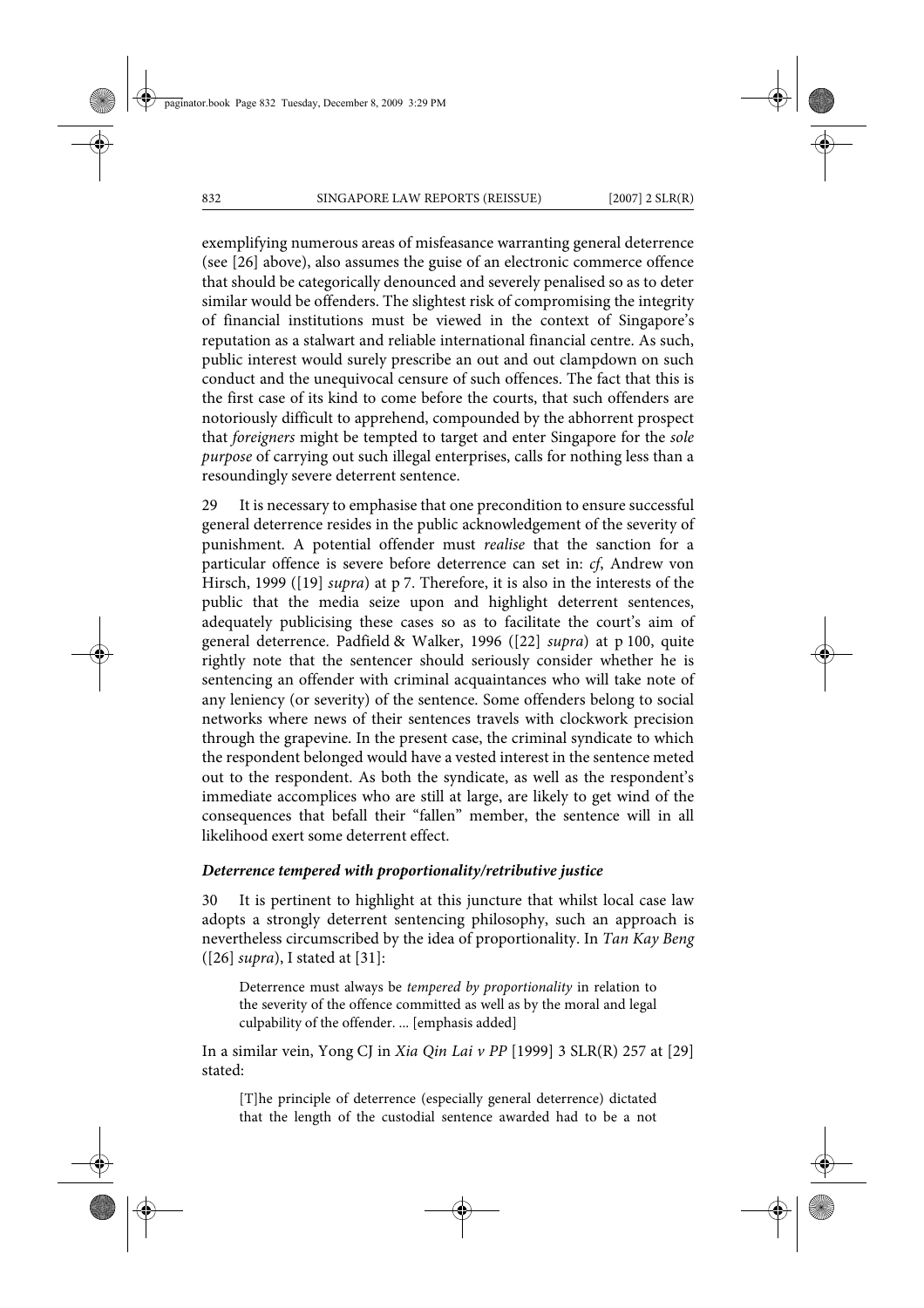exemplifying numerous areas of misfeasance warranting general deterrence (see [26] above), also assumes the guise of an electronic commerce offence that should be categorically denounced and severely penalised so as to deter similar would be offenders. The slightest risk of compromising the integrity of financial institutions must be viewed in the context of Singapore's reputation as a stalwart and reliable international financial centre. As such, public interest would surely prescribe an out and out clampdown on such conduct and the unequivocal censure of such offences. The fact that this is the first case of its kind to come before the courts, that such offenders are notoriously difficult to apprehend, compounded by the abhorrent prospect that *foreigners* might be tempted to target and enter Singapore for the *sole purpose* of carrying out such illegal enterprises, calls for nothing less than a resoundingly severe deterrent sentence.

29 It is necessary to emphasise that one precondition to ensure successful general deterrence resides in the public acknowledgement of the severity of punishment. A potential offender must *realise* that the sanction for a particular offence is severe before deterrence can set in: *cf*, Andrew von Hirsch, 1999 ([19] *supra*) at p 7. Therefore, it is also in the interests of the public that the media seize upon and highlight deterrent sentences, adequately publicising these cases so as to facilitate the court's aim of general deterrence. Padfield & Walker, 1996 ([22] *supra*) at p 100, quite rightly note that the sentencer should seriously consider whether he is sentencing an offender with criminal acquaintances who will take note of any leniency (or severity) of the sentence. Some offenders belong to social networks where news of their sentences travels with clockwork precision through the grapevine. In the present case, the criminal syndicate to which the respondent belonged would have a vested interest in the sentence meted out to the respondent. As both the syndicate, as well as the respondent's immediate accomplices who are still at large, are likely to get wind of the consequences that befall their "fallen" member, the sentence will in all likelihood exert some deterrent effect.

### *Deterrence tempered with proportionality/retributive justice*

30 It is pertinent to highlight at this juncture that whilst local case law adopts a strongly deterrent sentencing philosophy, such an approach is nevertheless circumscribed by the idea of proportionality. In *Tan Kay Beng* ([26] *supra*), I stated at [31]:

> Deterrence must always be *tempered by proportionality* in relation to the severity of the offence committed as well as by the moral and legal culpability of the offender. ... [emphasis added]

In a similar vein, Yong CJ in *Xia Qin Lai v PP* [1999] 3 SLR(R) 257 at [29] stated:

> [T]he principle of deterrence (especially general deterrence) dictated that the length of the custodial sentence awarded had to be a not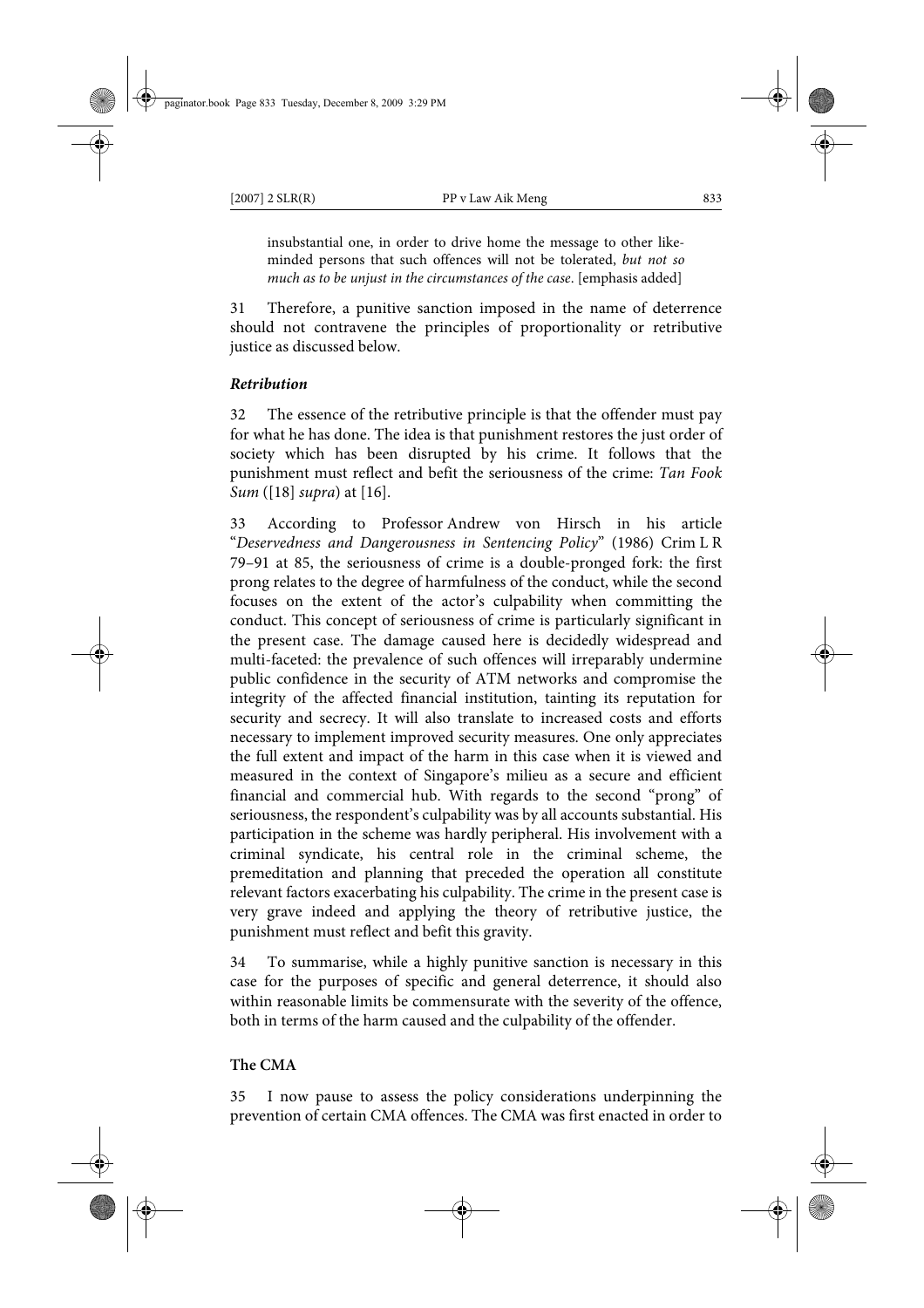> insubstantial one, in order to drive home the message to other like-minded persons that such offences will not be tolerated, *but not so much as to be unjust in the circumstances of the case*. [emphasis added]

31 Therefore, a punitive sanction imposed in the name of deterrence should not contravene the principles of proportionality or retributive justice as discussed below.

***Retribution***

32 The essence of the retributive principle is that the offender must pay for what he has done. The idea is that punishment restores the just order of society which has been disrupted by his crime. It follows that the punishment must reflect and befit the seriousness of the crime: *Tan Fook Sum* ([18] *supra*) at [16].

33 According to Professor Andrew von Hirsch in his article "*Deservedness and Dangerousness in Sentencing Policy*" (1986) Crim L R 79–91 at 85, the seriousness of crime is a double-pronged fork: the first prong relates to the degree of harmfulness of the conduct, while the second focuses on the extent of the actor's culpability when committing the conduct. This concept of seriousness of crime is particularly significant in the present case. The damage caused here is decidedly widespread and multi-faceted: the prevalence of such offences will irreparably undermine public confidence in the security of ATM networks and compromise the integrity of the affected financial institution, tainting its reputation for security and secrecy. It will also translate to increased costs and efforts necessary to implement improved security measures. One only appreciates the full extent and impact of the harm in this case when it is viewed and measured in the context of Singapore's milieu as a secure and efficient financial and commercial hub. With regards to the second "prong" of seriousness, the respondent's culpability was by all accounts substantial. His participation in the scheme was hardly peripheral. His involvement with a criminal syndicate, his central role in the criminal scheme, the premeditation and planning that preceded the operation all constitute relevant factors exacerbating his culpability. The crime in the present case is very grave indeed and applying the theory of retributive justice, the punishment must reflect and befit this gravity.

34 To summarise, while a highly punitive sanction is necessary in this case for the purposes of specific and general deterrence, it should also within reasonable limits be commensurate with the severity of the offence, both in terms of the harm caused and the culpability of the offender.

**The CMA**

35 I now pause to assess the policy considerations underpinning the prevention of certain CMA offences. The CMA was first enacted in order to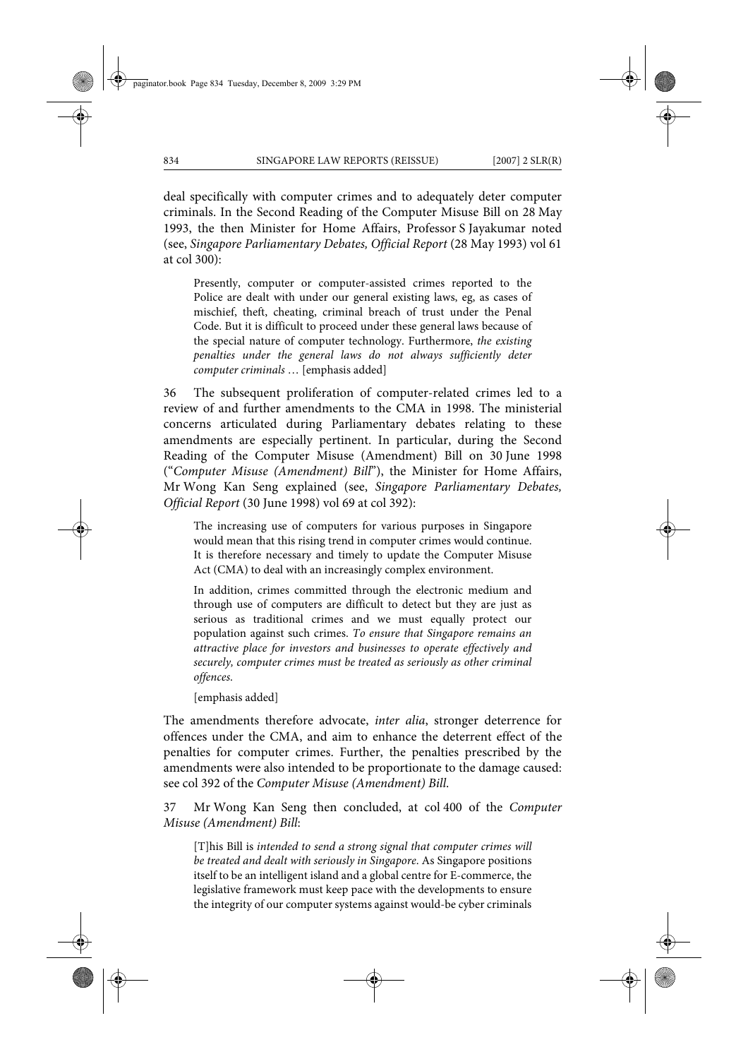deal specifically with computer crimes and to adequately deter computer criminals. In the Second Reading of the Computer Misuse Bill on 28 May 1993, the then Minister for Home Affairs, Professor S Jayakumar noted (see, *Singapore Parliamentary Debates, Official Report* (28 May 1993) vol 61 at col 300):

> Presently, computer or computer-assisted crimes reported to the Police are dealt with under our general existing laws, eg, as cases of mischief, theft, cheating, criminal breach of trust under the Penal Code. But it is difficult to proceed under these general laws because of the special nature of computer technology. Furthermore, *the existing penalties under the general laws do not always sufficiently deter computer criminals* … [emphasis added]

36 The subsequent proliferation of computer-related crimes led to a review of and further amendments to the CMA in 1998. The ministerial concerns articulated during Parliamentary debates relating to these amendments are especially pertinent. In particular, during the Second Reading of the Computer Misuse (Amendment) Bill on 30 June 1998 ("*Computer Misuse (Amendment) Bill*"), the Minister for Home Affairs, Mr Wong Kan Seng explained (see, *Singapore Parliamentary Debates, Official Report* (30 June 1998) vol 69 at col 392):

> The increasing use of computers for various purposes in Singapore would mean that this rising trend in computer crimes would continue. It is therefore necessary and timely to update the Computer Misuse Act (CMA) to deal with an increasingly complex environment.
>
> In addition, crimes committed through the electronic medium and through use of computers are difficult to detect but they are just as serious as traditional crimes and we must equally protect our population against such crimes. *To ensure that Singapore remains an attractive place for investors and businesses to operate effectively and securely, computer crimes must be treated as seriously as other criminal offences.*
>
> [emphasis added]

The amendments therefore advocate, *inter alia*, stronger deterrence for offences under the CMA, and aim to enhance the deterrent effect of the penalties for computer crimes. Further, the penalties prescribed by the amendments were also intended to be proportionate to the damage caused: see col 392 of the *Computer Misuse (Amendment) Bill*.

37 Mr Wong Kan Seng then concluded, at col 400 of the *Computer Misuse (Amendment) Bill*:

> [T]his Bill is *intended to send a strong signal that computer crimes will be treated and dealt with seriously in Singapore*. As Singapore positions itself to be an intelligent island and a global centre for E-commerce, the legislative framework must keep pace with the developments to ensure the integrity of our computer systems against would-be cyber criminals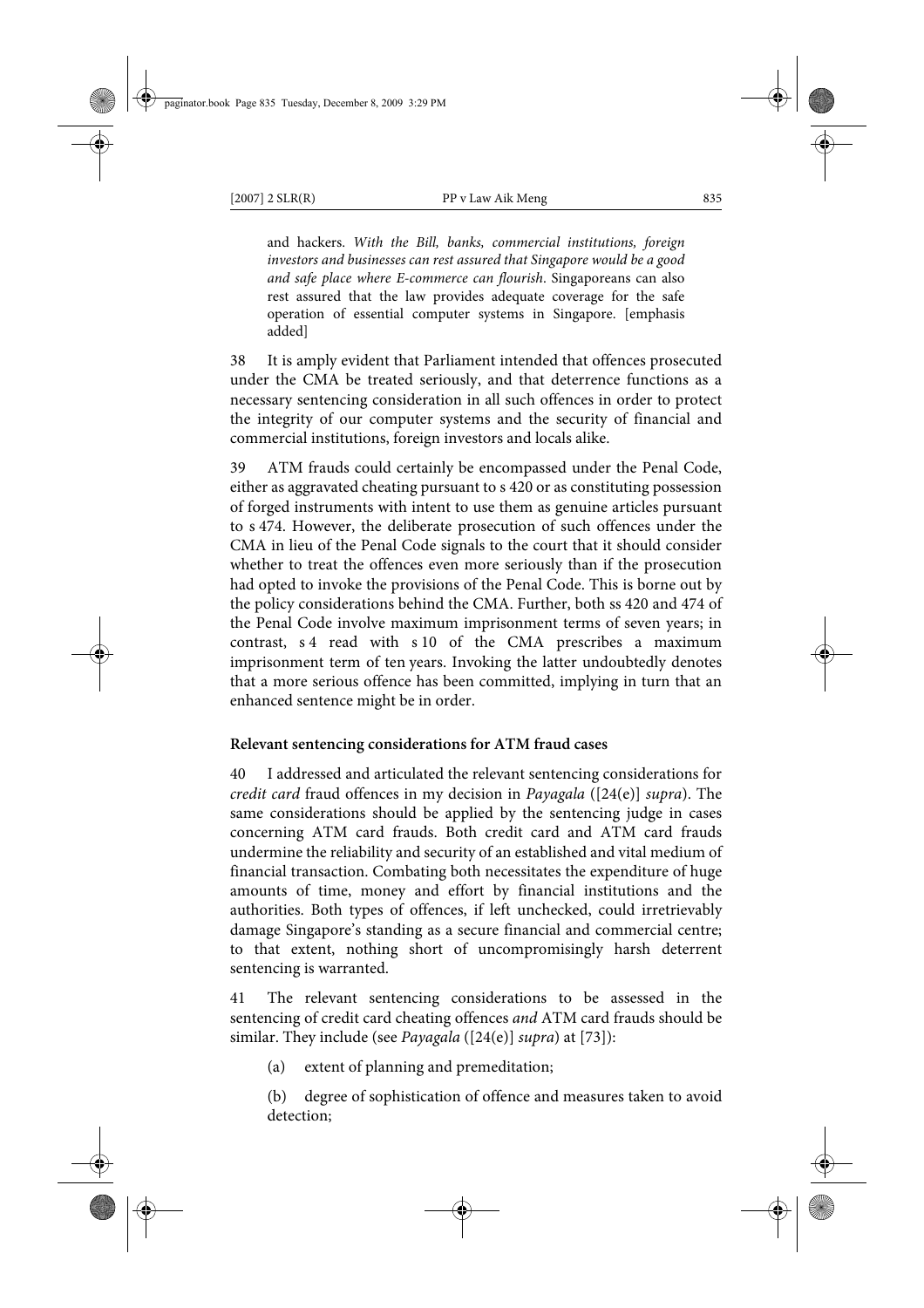and hackers. *With the Bill, banks, commercial institutions, foreign investors and businesses can rest assured that Singapore would be a good and safe place where E-commerce can flourish*. Singaporeans can also rest assured that the law provides adequate coverage for the safe operation of essential computer systems in Singapore. [emphasis added]

38 It is amply evident that Parliament intended that offences prosecuted under the CMA be treated seriously, and that deterrence functions as a necessary sentencing consideration in all such offences in order to protect the integrity of our computer systems and the security of financial and commercial institutions, foreign investors and locals alike.

39 ATM frauds could certainly be encompassed under the Penal Code, either as aggravated cheating pursuant to s 420 or as constituting possession of forged instruments with intent to use them as genuine articles pursuant to s 474. However, the deliberate prosecution of such offences under the CMA in lieu of the Penal Code signals to the court that it should consider whether to treat the offences even more seriously than if the prosecution had opted to invoke the provisions of the Penal Code. This is borne out by the policy considerations behind the CMA. Further, both ss 420 and 474 of the Penal Code involve maximum imprisonment terms of seven years; in contrast, s 4 read with s 10 of the CMA prescribes a maximum imprisonment term of ten years. Invoking the latter undoubtedly denotes that a more serious offence has been committed, implying in turn that an enhanced sentence might be in order.

**Relevant sentencing considerations for ATM fraud cases**

40 I addressed and articulated the relevant sentencing considerations for *credit card* fraud offences in my decision in *Payagala* ([24(e)] *supra*). The same considerations should be applied by the sentencing judge in cases concerning ATM card frauds. Both credit card and ATM card frauds undermine the reliability and security of an established and vital medium of financial transaction. Combating both necessitates the expenditure of huge amounts of time, money and effort by financial institutions and the authorities. Both types of offences, if left unchecked, could irretrievably damage Singapore's standing as a secure financial and commercial centre; to that extent, nothing short of uncompromisingly harsh deterrent sentencing is warranted.

41 The relevant sentencing considerations to be assessed in the sentencing of credit card cheating offences *and* ATM card frauds should be similar. They include (see *Payagala* ([24(e)] *supra*) at [73]):

(a) extent of planning and premeditation;

(b) degree of sophistication of offence and measures taken to avoid detection;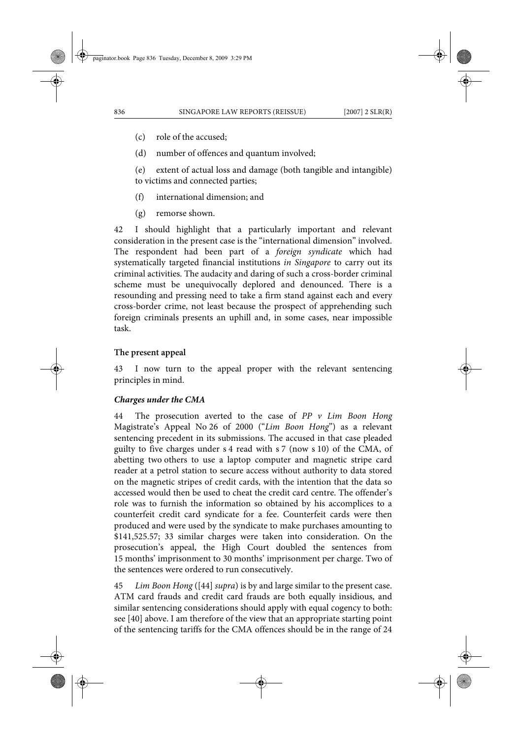(c) role of the accused;

(d) number of offences and quantum involved;

(e) extent of actual loss and damage (both tangible and intangible) to victims and connected parties;

(f) international dimension; and

(g) remorse shown.

42 I should highlight that a particularly important and relevant consideration in the present case is the "international dimension" involved. The respondent had been part of a *foreign syndicate* which had systematically targeted financial institutions *in Singapore* to carry out its criminal activities. The audacity and daring of such a cross-border criminal scheme must be unequivocally deplored and denounced. There is a resounding and pressing need to take a firm stand against each and every cross-border crime, not least because the prospect of apprehending such foreign criminals presents an uphill and, in some cases, near impossible task.

**The present appeal**

43 I now turn to the appeal proper with the relevant sentencing principles in mind.

***Charges under the CMA***

44 The prosecution averted to the case of *PP v Lim Boon Hong* Magistrate's Appeal No 26 of 2000 ("*Lim Boon Hong*") as a relevant sentencing precedent in its submissions. The accused in that case pleaded guilty to five charges under s 4 read with s 7 (now s 10) of the CMA, of abetting two others to use a laptop computer and magnetic stripe card reader at a petrol station to secure access without authority to data stored on the magnetic stripes of credit cards, with the intention that the data so accessed would then be used to cheat the credit card centre. The offender's role was to furnish the information so obtained by his accomplices to a counterfeit credit card syndicate for a fee. Counterfeit cards were then produced and were used by the syndicate to make purchases amounting to $141,525.57; 33 similar charges were taken into consideration. On the prosecution's appeal, the High Court doubled the sentences from 15 months' imprisonment to 30 months' imprisonment per charge. Two of the sentences were ordered to run consecutively.

45 *Lim Boon Hong* ([44] *supra*) is by and large similar to the present case. ATM card frauds and credit card frauds are both equally insidious, and similar sentencing considerations should apply with equal cogency to both: see [40] above. I am therefore of the view that an appropriate starting point of the sentencing tariffs for the CMA offences should be in the range of 24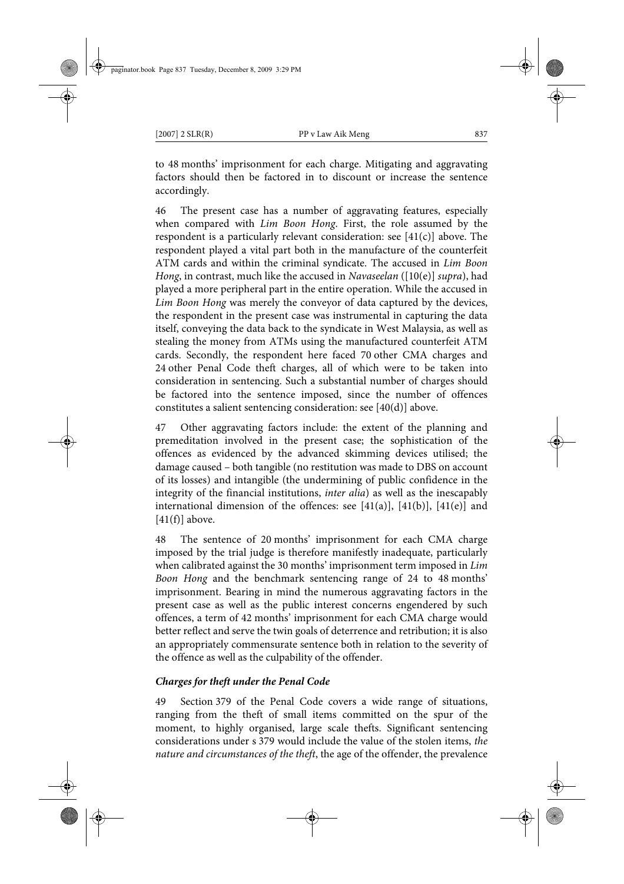to 48 months' imprisonment for each charge. Mitigating and aggravating factors should then be factored in to discount or increase the sentence accordingly.

46 The present case has a number of aggravating features, especially when compared with *Lim Boon Hong*. First, the role assumed by the respondent is a particularly relevant consideration: see [41(c)] above. The respondent played a vital part both in the manufacture of the counterfeit ATM cards and within the criminal syndicate. The accused in *Lim Boon Hong*, in contrast, much like the accused in *Navaseelan* ([10(e)] *supra*), had played a more peripheral part in the entire operation. While the accused in *Lim Boon Hong* was merely the conveyor of data captured by the devices, the respondent in the present case was instrumental in capturing the data itself, conveying the data back to the syndicate in West Malaysia, as well as stealing the money from ATMs using the manufactured counterfeit ATM cards. Secondly, the respondent here faced 70 other CMA charges and 24 other Penal Code theft charges, all of which were to be taken into consideration in sentencing. Such a substantial number of charges should be factored into the sentence imposed, since the number of offences constitutes a salient sentencing consideration: see [40(d)] above.

47 Other aggravating factors include: the extent of the planning and premeditation involved in the present case; the sophistication of the offences as evidenced by the advanced skimming devices utilised; the damage caused – both tangible (no restitution was made to DBS on account of its losses) and intangible (the undermining of public confidence in the integrity of the financial institutions, *inter alia*) as well as the inescapably international dimension of the offences: see [41(a)], [41(b)], [41(e)] and [41(f)] above.

48 The sentence of 20 months' imprisonment for each CMA charge imposed by the trial judge is therefore manifestly inadequate, particularly when calibrated against the 30 months' imprisonment term imposed in *Lim Boon Hong* and the benchmark sentencing range of 24 to 48 months' imprisonment. Bearing in mind the numerous aggravating factors in the present case as well as the public interest concerns engendered by such offences, a term of 42 months' imprisonment for each CMA charge would better reflect and serve the twin goals of deterrence and retribution; it is also an appropriately commensurate sentence both in relation to the severity of the offence as well as the culpability of the offender.

### *Charges for theft under the Penal Code*

49 Section 379 of the Penal Code covers a wide range of situations, ranging from the theft of small items committed on the spur of the moment, to highly organised, large scale thefts. Significant sentencing considerations under s 379 would include the value of the stolen items, *the nature and circumstances of the theft*, the age of the offender, the prevalence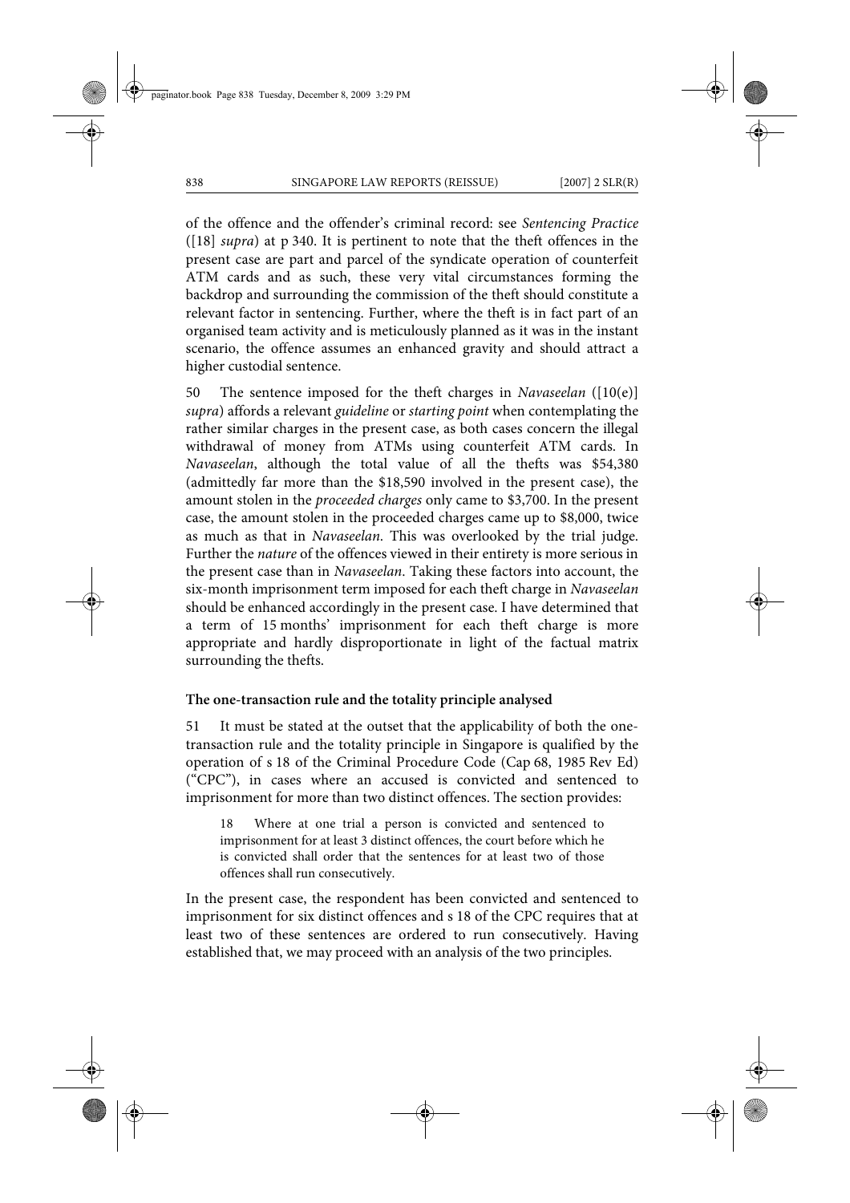of the offence and the offender's criminal record: see *Sentencing Practice* ([18] *supra*) at p 340. It is pertinent to note that the theft offences in the present case are part and parcel of the syndicate operation of counterfeit ATM cards and as such, these very vital circumstances forming the backdrop and surrounding the commission of the theft should constitute a relevant factor in sentencing. Further, where the theft is in fact part of an organised team activity and is meticulously planned as it was in the instant scenario, the offence assumes an enhanced gravity and should attract a higher custodial sentence.

50 The sentence imposed for the theft charges in *Navaseelan* ([10(e)] *supra*) affords a relevant *guideline* or *starting point* when contemplating the rather similar charges in the present case, as both cases concern the illegal withdrawal of money from ATMs using counterfeit ATM cards. In *Navaseelan*, although the total value of all the thefts was $54,380 (admittedly far more than the $18,590 involved in the present case), the amount stolen in the *proceeded charges* only came to $3,700. In the present case, the amount stolen in the proceeded charges came up to $8,000, twice as much as that in *Navaseelan*. This was overlooked by the trial judge. Further the *nature* of the offences viewed in their entirety is more serious in the present case than in *Navaseelan*. Taking these factors into account, the six-month imprisonment term imposed for each theft charge in *Navaseelan* should be enhanced accordingly in the present case. I have determined that a term of 15 months' imprisonment for each theft charge is more appropriate and hardly disproportionate in light of the factual matrix surrounding the thefts.

**The one-transaction rule and the totality principle analysed**

51 It must be stated at the outset that the applicability of both the one-transaction rule and the totality principle in Singapore is qualified by the operation of s 18 of the Criminal Procedure Code (Cap 68, 1985 Rev Ed) ("CPC"), in cases where an accused is convicted and sentenced to imprisonment for more than two distinct offences. The section provides:

> 18 Where at one trial a person is convicted and sentenced to imprisonment for at least 3 distinct offences, the court before which he is convicted shall order that the sentences for at least two of those offences shall run consecutively.

In the present case, the respondent has been convicted and sentenced to imprisonment for six distinct offences and s 18 of the CPC requires that at least two of these sentences are ordered to run consecutively. Having established that, we may proceed with an analysis of the two principles.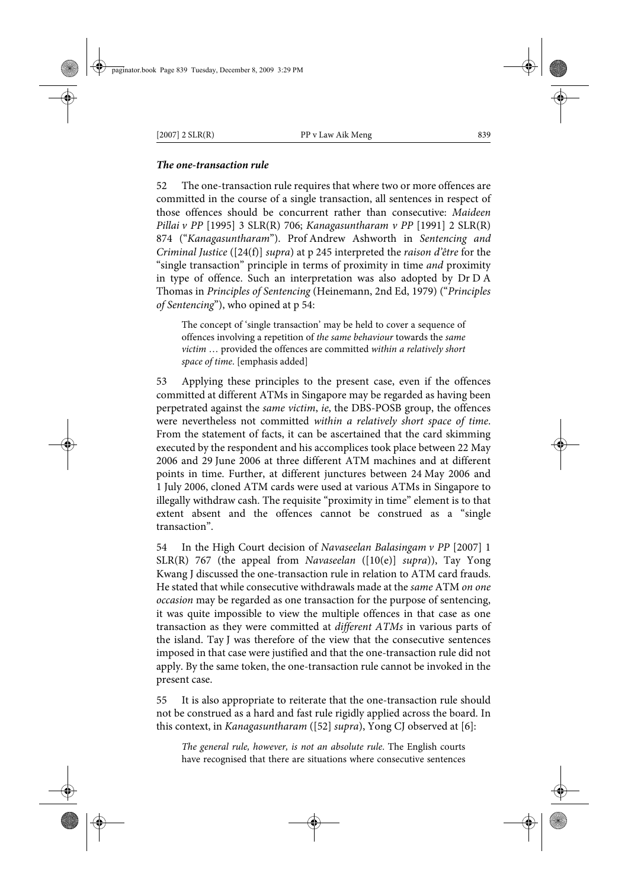### *The one-transaction rule*

52 The one-transaction rule requires that where two or more offences are committed in the course of a single transaction, all sentences in respect of those offences should be concurrent rather than consecutive: *Maideen Pillai v PP* [1995] 3 SLR(R) 706; *Kanagasuntharam v PP* [1991] 2 SLR(R) 874 ("*Kanagasuntharam*"). Prof Andrew Ashworth in *Sentencing and Criminal Justice* ([24(f)] *supra*) at p 245 interpreted the *raison d'être* for the "single transaction" principle in terms of proximity in time *and* proximity in type of offence. Such an interpretation was also adopted by Dr D A Thomas in *Principles of Sentencing* (Heinemann, 2nd Ed, 1979) ("*Principles of Sentencing*"), who opined at p 54:

> The concept of 'single transaction' may be held to cover a sequence of offences involving a repetition of *the same behaviour* towards the *same victim* … provided the offences are committed *within a relatively short space of time*. [emphasis added]

53 Applying these principles to the present case, even if the offences committed at different ATMs in Singapore may be regarded as having been perpetrated against the *same victim*, *ie*, the DBS-POSB group, the offences were nevertheless not committed *within a relatively short space of time*. From the statement of facts, it can be ascertained that the card skimming executed by the respondent and his accomplices took place between 22 May 2006 and 29 June 2006 at three different ATM machines and at different points in time. Further, at different junctures between 24 May 2006 and 1 July 2006, cloned ATM cards were used at various ATMs in Singapore to illegally withdraw cash. The requisite "proximity in time" element is to that extent absent and the offences cannot be construed as a "single transaction".

54 In the High Court decision of *Navaseelan Balasingam v PP* [2007] 1 SLR(R) 767 (the appeal from *Navaseelan* ([10(e)] *supra*)), Tay Yong Kwang J discussed the one-transaction rule in relation to ATM card frauds. He stated that while consecutive withdrawals made at the *same* ATM *on one occasion* may be regarded as one transaction for the purpose of sentencing, it was quite impossible to view the multiple offences in that case as one transaction as they were committed at *different ATMs* in various parts of the island. Tay J was therefore of the view that the consecutive sentences imposed in that case were justified and that the one-transaction rule did not apply. By the same token, the one-transaction rule cannot be invoked in the present case.

55 It is also appropriate to reiterate that the one-transaction rule should not be construed as a hard and fast rule rigidly applied across the board. In this context, in *Kanagasuntharam* ([52] *supra*), Yong CJ observed at [6]:

> *The general rule, however, is not an absolute rule*. The English courts have recognised that there are situations where consecutive sentences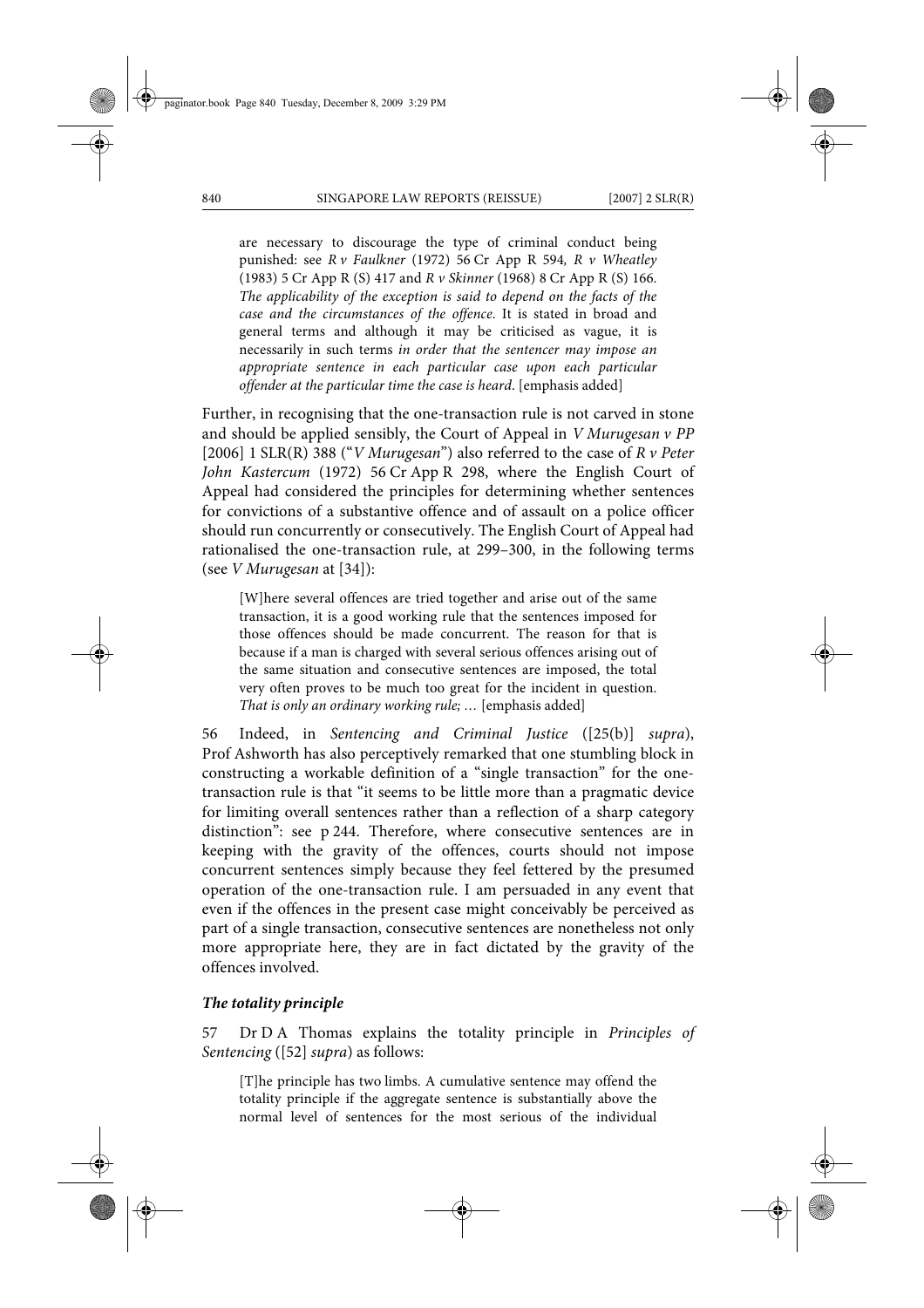> are necessary to discourage the type of criminal conduct being punished: see *R v Faulkner* (1972) 56 Cr App R 594*, R v Wheatley* (1983) 5 Cr App R (S) 417 and *R v Skinner* (1968) 8 Cr App R (S) 166. *The applicability of the exception is said to depend on the facts of the case and the circumstances of the offence.* It is stated in broad and general terms and although it may be criticised as vague, it is necessarily in such terms *in order that the sentencer may impose an appropriate sentence in each particular case upon each particular offender at the particular time the case is heard.* [emphasis added]

Further, in recognising that the one-transaction rule is not carved in stone and should be applied sensibly, the Court of Appeal in *V Murugesan v PP* [2006] 1 SLR(R) 388 ("*V Murugesan*") also referred to the case of *R v Peter John Kastercum* (1972) 56 Cr App R 298, where the English Court of Appeal had considered the principles for determining whether sentences for convictions of a substantive offence and of assault on a police officer should run concurrently or consecutively. The English Court of Appeal had rationalised the one-transaction rule, at 299–300, in the following terms (see *V Murugesan* at [34]):

> [W]here several offences are tried together and arise out of the same transaction, it is a good working rule that the sentences imposed for those offences should be made concurrent. The reason for that is because if a man is charged with several serious offences arising out of the same situation and consecutive sentences are imposed, the total very often proves to be much too great for the incident in question. *That is only an ordinary working rule; …* [emphasis added]

56 Indeed, in *Sentencing and Criminal Justice* ([25(b)] *supra*), Prof Ashworth has also perceptively remarked that one stumbling block in constructing a workable definition of a "single transaction" for the one-transaction rule is that "it seems to be little more than a pragmatic device for limiting overall sentences rather than a reflection of a sharp category distinction": see p 244. Therefore, where consecutive sentences are in keeping with the gravity of the offences, courts should not impose concurrent sentences simply because they feel fettered by the presumed operation of the one-transaction rule. I am persuaded in any event that even if the offences in the present case might conceivably be perceived as part of a single transaction, consecutive sentences are nonetheless not only more appropriate here, they are in fact dictated by the gravity of the offences involved.

***The totality principle***

57 Dr D A Thomas explains the totality principle in *Principles of Sentencing* ([52] *supra*) as follows:

> [T]he principle has two limbs. A cumulative sentence may offend the totality principle if the aggregate sentence is substantially above the normal level of sentences for the most serious of the individual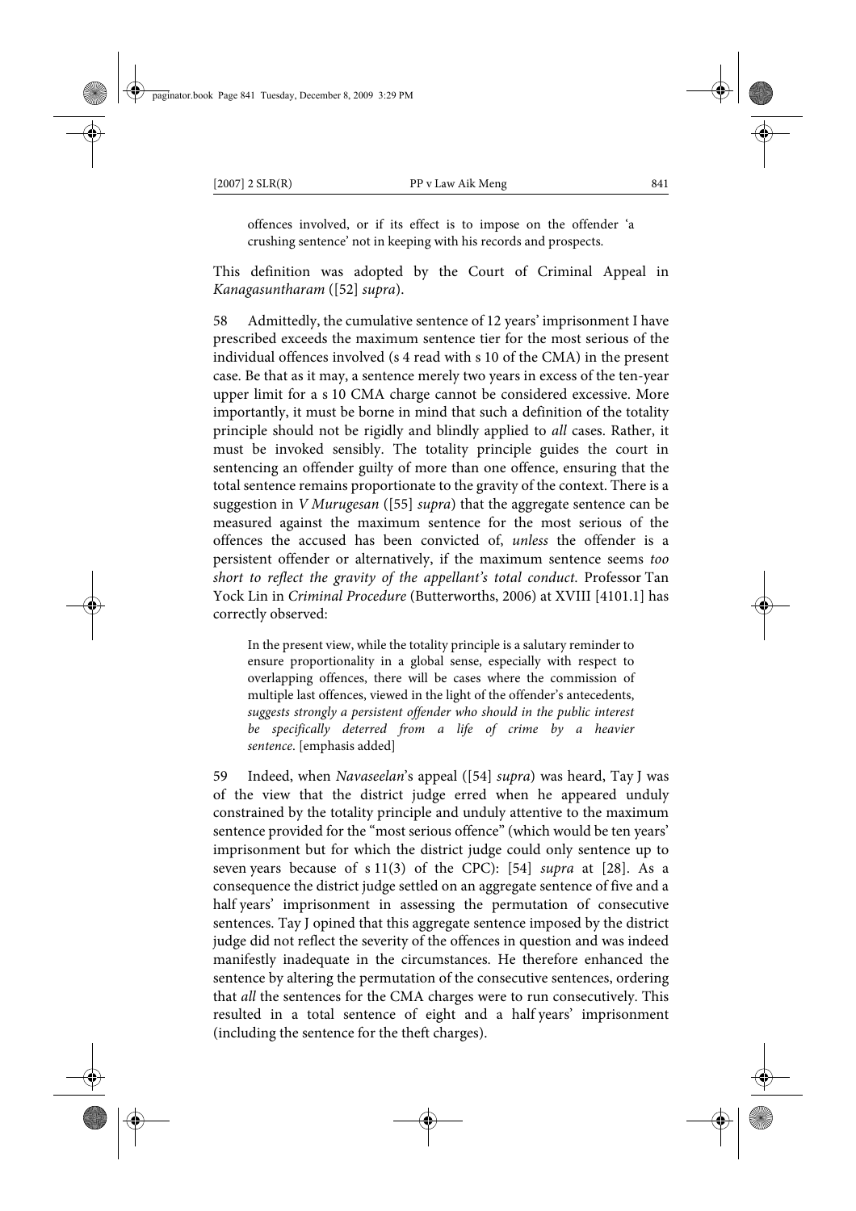> offences involved, or if its effect is to impose on the offender 'a crushing sentence' not in keeping with his records and prospects.

This definition was adopted by the Court of Criminal Appeal in *Kanagasuntharam* ([52] *supra*).

58 Admittedly, the cumulative sentence of 12 years' imprisonment I have prescribed exceeds the maximum sentence tier for the most serious of the individual offences involved (s 4 read with s 10 of the CMA) in the present case. Be that as it may, a sentence merely two years in excess of the ten-year upper limit for a s 10 CMA charge cannot be considered excessive. More importantly, it must be borne in mind that such a definition of the totality principle should not be rigidly and blindly applied to *all* cases. Rather, it must be invoked sensibly. The totality principle guides the court in sentencing an offender guilty of more than one offence, ensuring that the total sentence remains proportionate to the gravity of the context. There is a suggestion in *V Murugesan* ([55] *supra*) that the aggregate sentence can be measured against the maximum sentence for the most serious of the offences the accused has been convicted of, *unless* the offender is a persistent offender or alternatively, if the maximum sentence seems *too short to reflect the gravity of the appellant's total conduct*. Professor Tan Yock Lin in *Criminal Procedure* (Butterworths, 2006) at XVIII [4101.1] has correctly observed:

> In the present view, while the totality principle is a salutary reminder to ensure proportionality in a global sense, especially with respect to overlapping offences, there will be cases where the commission of multiple last offences, viewed in the light of the offender's antecedents, *suggests strongly a persistent offender who should in the public interest be specifically deterred from a life of crime by a heavier sentence*. [emphasis added]

59 Indeed, when *Navaseelan*'s appeal ([54] *supra*) was heard, Tay J was of the view that the district judge erred when he appeared unduly constrained by the totality principle and unduly attentive to the maximum sentence provided for the "most serious offence" (which would be ten years' imprisonment but for which the district judge could only sentence up to seven years because of s 11(3) of the CPC): [54] *supra* at [28]. As a consequence the district judge settled on an aggregate sentence of five and a half years' imprisonment in assessing the permutation of consecutive sentences. Tay J opined that this aggregate sentence imposed by the district judge did not reflect the severity of the offences in question and was indeed manifestly inadequate in the circumstances. He therefore enhanced the sentence by altering the permutation of the consecutive sentences, ordering that *all* the sentences for the CMA charges were to run consecutively. This resulted in a total sentence of eight and a half years' imprisonment (including the sentence for the theft charges).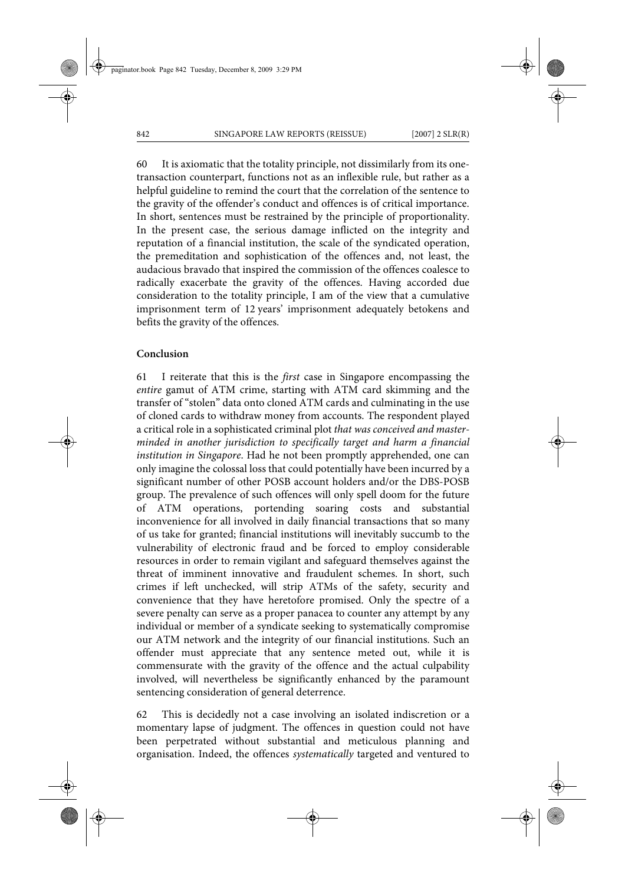60 It is axiomatic that the totality principle, not dissimilarly from its one-transaction counterpart, functions not as an inflexible rule, but rather as a helpful guideline to remind the court that the correlation of the sentence to the gravity of the offender's conduct and offences is of critical importance. In short, sentences must be restrained by the principle of proportionality. In the present case, the serious damage inflicted on the integrity and reputation of a financial institution, the scale of the syndicated operation, the premeditation and sophistication of the offences and, not least, the audacious bravado that inspired the commission of the offences coalesce to radically exacerbate the gravity of the offences. Having accorded due consideration to the totality principle, I am of the view that a cumulative imprisonment term of 12 years' imprisonment adequately betokens and befits the gravity of the offences.

**Conclusion**

61 I reiterate that this is the *first* case in Singapore encompassing the *entire* gamut of ATM crime, starting with ATM card skimming and the transfer of "stolen" data onto cloned ATM cards and culminating in the use of cloned cards to withdraw money from accounts. The respondent played a critical role in a sophisticated criminal plot *that was conceived and masterminded in another jurisdiction to specifically target and harm a financial institution in Singapore*. Had he not been promptly apprehended, one can only imagine the colossal loss that could potentially have been incurred by a significant number of other POSB account holders and/or the DBS-POSB group. The prevalence of such offences will only spell doom for the future of ATM operations, portending soaring costs and substantial inconvenience for all involved in daily financial transactions that so many of us take for granted; financial institutions will inevitably succumb to the vulnerability of electronic fraud and be forced to employ considerable resources in order to remain vigilant and safeguard themselves against the threat of imminent innovative and fraudulent schemes. In short, such crimes if left unchecked, will strip ATMs of the safety, security and convenience that they have heretofore promised. Only the spectre of a severe penalty can serve as a proper panacea to counter any attempt by any individual or member of a syndicate seeking to systematically compromise our ATM network and the integrity of our financial institutions. Such an offender must appreciate that any sentence meted out, while it is commensurate with the gravity of the offence and the actual culpability involved, will nevertheless be significantly enhanced by the paramount sentencing consideration of general deterrence.

62 This is decidedly not a case involving an isolated indiscretion or a momentary lapse of judgment. The offences in question could not have been perpetrated without substantial and meticulous planning and organisation. Indeed, the offences *systematically* targeted and ventured to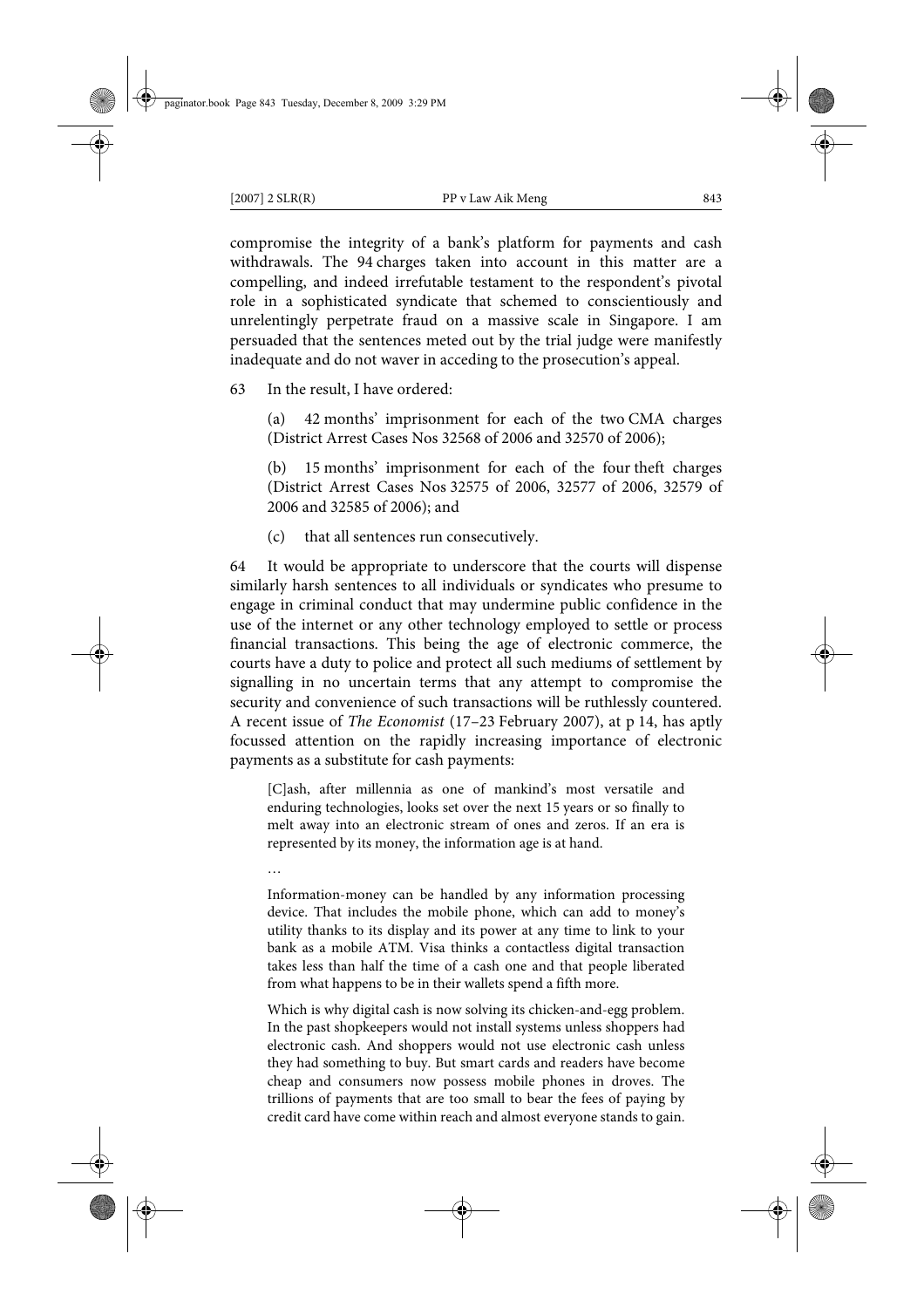compromise the integrity of a bank's platform for payments and cash withdrawals. The 94 charges taken into account in this matter are a compelling, and indeed irrefutable testament to the respondent's pivotal role in a sophisticated syndicate that schemed to conscientiously and unrelentingly perpetrate fraud on a massive scale in Singapore. I am persuaded that the sentences meted out by the trial judge were manifestly inadequate and do not waver in acceding to the prosecution's appeal.

63 In the result, I have ordered:

> (a) 42 months' imprisonment for each of the two CMA charges (District Arrest Cases Nos 32568 of 2006 and 32570 of 2006);
>
> (b) 15 months' imprisonment for each of the four theft charges (District Arrest Cases Nos 32575 of 2006, 32577 of 2006, 32579 of 2006 and 32585 of 2006); and
>
> (c) that all sentences run consecutively.

64 It would be appropriate to underscore that the courts will dispense similarly harsh sentences to all individuals or syndicates who presume to engage in criminal conduct that may undermine public confidence in the use of the internet or any other technology employed to settle or process financial transactions. This being the age of electronic commerce, the courts have a duty to police and protect all such mediums of settlement by signalling in no uncertain terms that any attempt to compromise the security and convenience of such transactions will be ruthlessly countered. A recent issue of *The Economist* (17–23 February 2007), at p 14, has aptly focussed attention on the rapidly increasing importance of electronic payments as a substitute for cash payments:

> [C]ash, after millennia as one of mankind's most versatile and enduring technologies, looks set over the next 15 years or so finally to melt away into an electronic stream of ones and zeros. If an era is represented by its money, the information age is at hand.
>
> …
>
> Information-money can be handled by any information processing device. That includes the mobile phone, which can add to money's utility thanks to its display and its power at any time to link to your bank as a mobile ATM. Visa thinks a contactless digital transaction takes less than half the time of a cash one and that people liberated from what happens to be in their wallets spend a fifth more.
>
> Which is why digital cash is now solving its chicken-and-egg problem. In the past shopkeepers would not install systems unless shoppers had electronic cash. And shoppers would not use electronic cash unless they had something to buy. But smart cards and readers have become cheap and consumers now possess mobile phones in droves. The trillions of payments that are too small to bear the fees of paying by credit card have come within reach and almost everyone stands to gain.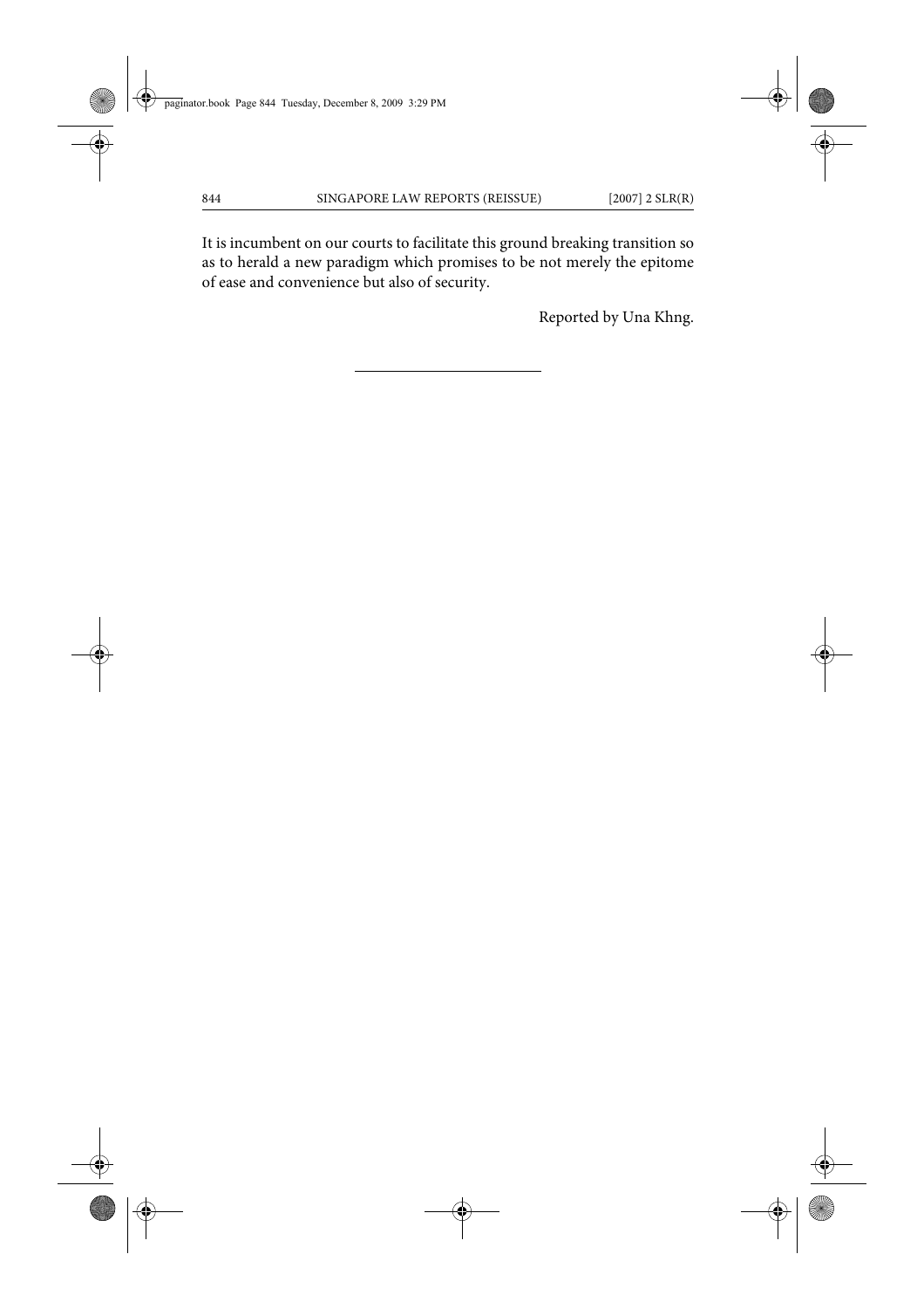It is incumbent on our courts to facilitate this ground breaking transition so as to herald a new paradigm which promises to be not merely the epitome of ease and convenience but also of security.

Reported by Una Khng.

---